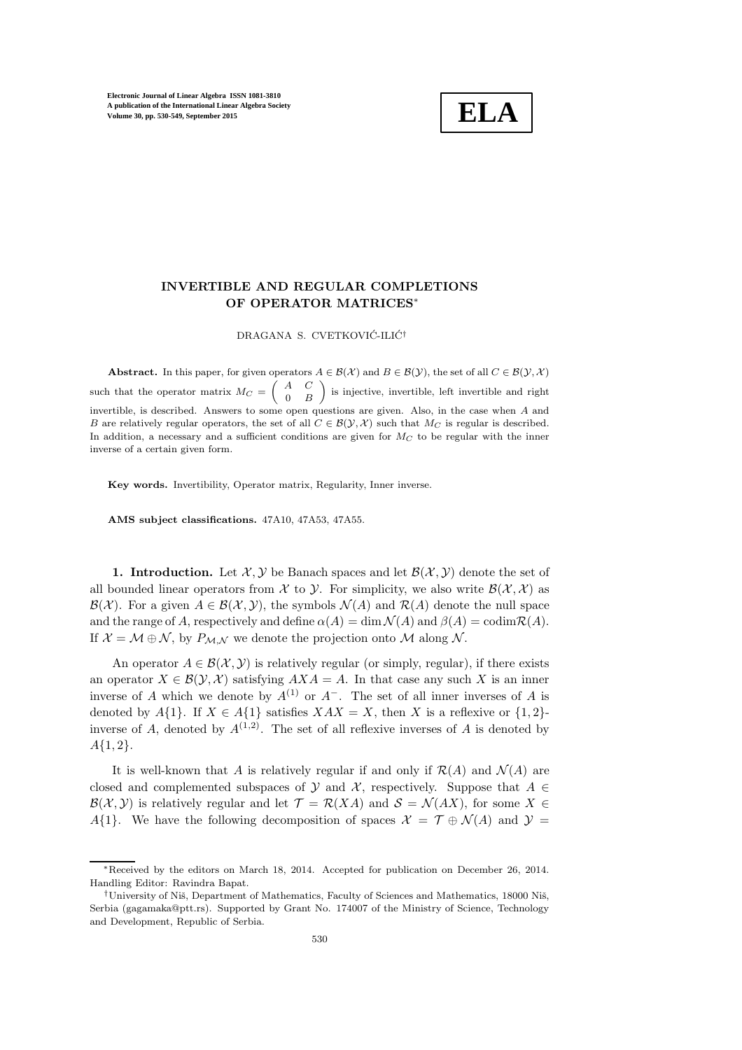# INVERTIBLE AND REGULAR COMPLETIONS OF OPERATOR MATRICES*

DRAGANA S. CVETKOVIĆ-ILIĆ†

**Abstract.** In this paper, for given operators $A \in \mathcal{B}(\mathcal{X})$ and $B \in \mathcal{B}(\mathcal{Y})$, the set of all $C \in \mathcal{B}(\mathcal{Y}, \mathcal{X})$ such that the operator matrix $M_C = \begin{pmatrix} A & C \\ 0 & B \end{pmatrix}$ is injective, invertible, left invertible and right invertible, is described. Answers to some open questions are given. Also, in the case when $A$ and $B$ are relatively regular operators, the set of all $C \in \mathcal{B}(\mathcal{Y}, \mathcal{X})$ such that $M_C$ is regular is described. In addition, a necessary and a sufficient conditions are given for $M_C$ to be regular with the inner inverse of a certain given form.

**Key words.** Invertibility, Operator matrix, Regularity, Inner inverse.

**AMS subject classifications.** 47A10, 47A53, 47A55.

**1. Introduction.** Let $\mathcal{X}, \mathcal{Y}$ be Banach spaces and let $\mathcal{B}(\mathcal{X}, \mathcal{Y})$ denote the set of all bounded linear operators from $\mathcal{X}$ to $\mathcal{Y}$. For simplicity, we also write $\mathcal{B}(\mathcal{X}, \mathcal{X})$ as $\mathcal{B}(\mathcal{X})$. For a given $A \in \mathcal{B}(\mathcal{X}, \mathcal{Y})$, the symbols $\mathcal{N}(A)$ and $\mathcal{R}(A)$ denote the null space and the range of $A$, respectively and define $\alpha(A) = \dim \mathcal{N}(A)$ and $\beta(A) = \operatorname{codim} \mathcal{R}(A)$. If $\mathcal{X} = \mathcal{M} \oplus \mathcal{N}$, by $P_{\mathcal{M},\mathcal{N}}$ we denote the projection onto $\mathcal{M}$ along $\mathcal{N}$.

An operator $A \in \mathcal{B}(\mathcal{X}, \mathcal{Y})$ is relatively regular (or simply, regular), if there exists an operator $X \in \mathcal{B}(\mathcal{Y}, \mathcal{X})$ satisfying $AXA = A$. In that case any such $X$ is an inner inverse of $A$ which we denote by $A^{(1)}$ or $A^{-}$. The set of all inner inverses of $A$ is denoted by $A\{1\}$. If $X \in A\{1\}$ satisfies $XAX = X$, then $X$ is a reflexive or $\{1,2\}$-inverse of $A$, denoted by $A^{(1,2)}$. The set of all reflexive inverses of $A$ is denoted by $A\{1,2\}$.

It is well-known that $A$ is relatively regular if and only if $\mathcal{R}(A)$ and $\mathcal{N}(A)$ are closed and complemented subspaces of $\mathcal{Y}$ and $\mathcal{X}$, respectively. Suppose that $A \in \mathcal{B}(\mathcal{X}, \mathcal{Y})$ is relatively regular and let $\mathcal{T} = \mathcal{R}(XA)$ and $\mathcal{S} = \mathcal{N}(AX)$, for some $X \in A\{1\}$. We have the following decomposition of spaces $\mathcal{X} = \mathcal{T} \oplus \mathcal{N}(A)$ and $\mathcal{Y} =$

---

*Received by the editors on March 18, 2014. Accepted for publication on December 26, 2014. Handling Editor: Ravindra Bapat.

†University of Niš, Department of Mathematics, Faculty of Sciences and Mathematics, 18000 Niš, Serbia (gagamaka@ptt.rs). Supported by Grant No. 174007 of the Ministry of Science, Technology and Development, Republic of Serbia.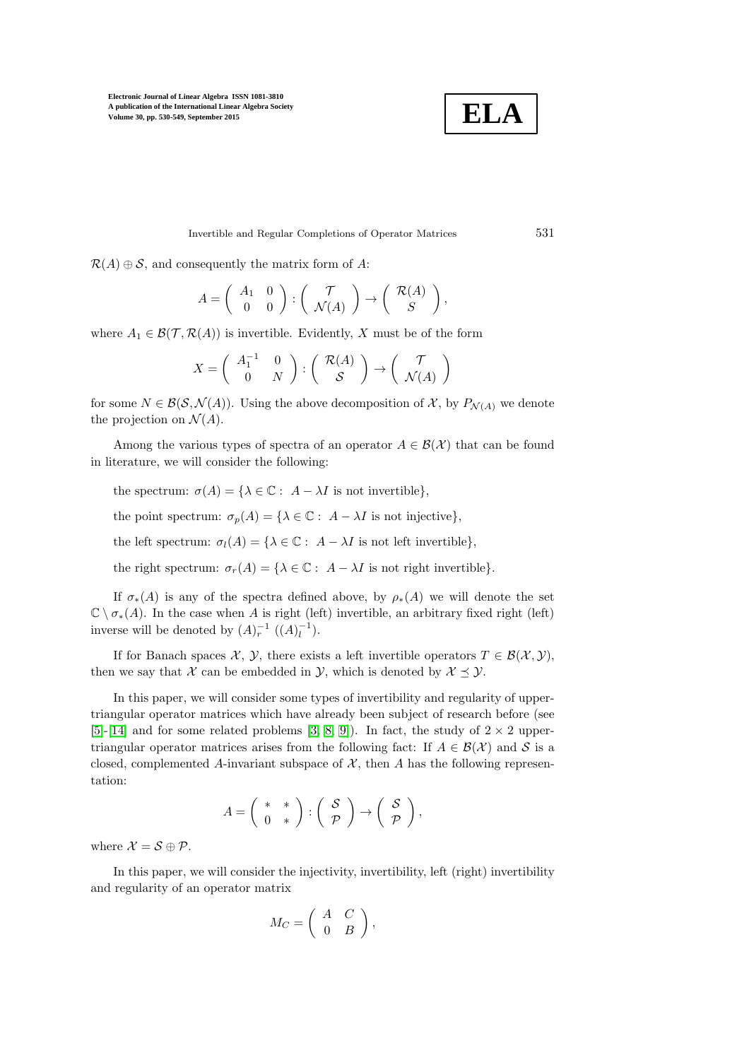$\mathcal{R}(A) \oplus \mathcal{S}$, and consequently the matrix form of $A$:

$$A = \begin{pmatrix} A_1 & 0 \\ 0 & 0 \end{pmatrix} : \begin{pmatrix} \mathcal{T} \\ \mathcal{N}(A) \end{pmatrix} \to \begin{pmatrix} \mathcal{R}(A) \\ S \end{pmatrix},$$

where $A_1 \in \mathcal{B}(\mathcal{T}, \mathcal{R}(A))$ is invertible. Evidently, $X$ must be of the form

$$X = \begin{pmatrix} A_1^{-1} & 0 \\ 0 & N \end{pmatrix} : \begin{pmatrix} \mathcal{R}(A) \\ \mathcal{S} \end{pmatrix} \to \begin{pmatrix} \mathcal{T} \\ \mathcal{N}(A) \end{pmatrix}$$

for some $N \in \mathcal{B}(\mathcal{S}, \mathcal{N}(A))$. Using the above decomposition of $\mathcal{X}$, by $P_{\mathcal{N}(A)}$ we denote the projection on $\mathcal{N}(A)$.

Among the various types of spectra of an operator $A \in \mathcal{B}(\mathcal{X})$ that can be found in literature, we will consider the following:

the spectrum: $\sigma(A) = \{\lambda \in \mathbb{C} : \ A - \lambda I \text{ is not invertible}\}$,

the point spectrum: $\sigma_p(A) = \{\lambda \in \mathbb{C} : \ A - \lambda I \text{ is not injective}\}$,

the left spectrum: $\sigma_l(A) = \{\lambda \in \mathbb{C} : \ A - \lambda I \text{ is not left invertible}\}$,

the right spectrum: $\sigma_r(A) = \{\lambda \in \mathbb{C} : \ A - \lambda I \text{ is not right invertible}\}$.

If $\sigma_*(A)$ is any of the spectra defined above, by $\rho_*(A)$ we will denote the set $\mathbb{C} \setminus \sigma_*(A)$. In the case when $A$ is right (left) invertible, an arbitrary fixed right (left) inverse will be denoted by $(A)_r^{-1}$ ($(A)_l^{-1}$).

If for Banach spaces $\mathcal{X}$, $\mathcal{Y}$, there exists a left invertible operators $T \in \mathcal{B}(\mathcal{X}, \mathcal{Y})$, then we say that $\mathcal{X}$ can be embedded in $\mathcal{Y}$, which is denoted by $\mathcal{X} \preceq \mathcal{Y}$.

In this paper, we will consider some types of invertibility and regularity of upper-triangular operator matrices which have already been subject of research before (see [5]-[14] and for some related problems [3, 8, 9]). In fact, the study of $2 \times 2$ upper-triangular operator matrices arises from the following fact: If $A \in \mathcal{B}(\mathcal{X})$ and $\mathcal{S}$ is a closed, complemented $A$-invariant subspace of $\mathcal{X}$, then $A$ has the following representation:

$$A = \begin{pmatrix} * & * \\ 0 & * \end{pmatrix} : \begin{pmatrix} \mathcal{S} \\ \mathcal{P} \end{pmatrix} \to \begin{pmatrix} \mathcal{S} \\ \mathcal{P} \end{pmatrix},$$

where $\mathcal{X} = \mathcal{S} \oplus \mathcal{P}$.

In this paper, we will consider the injectivity, invertibility, left (right) invertibility and regularity of an operator matrix

$$M_C = \begin{pmatrix} A & C \\ 0 & B \end{pmatrix},$$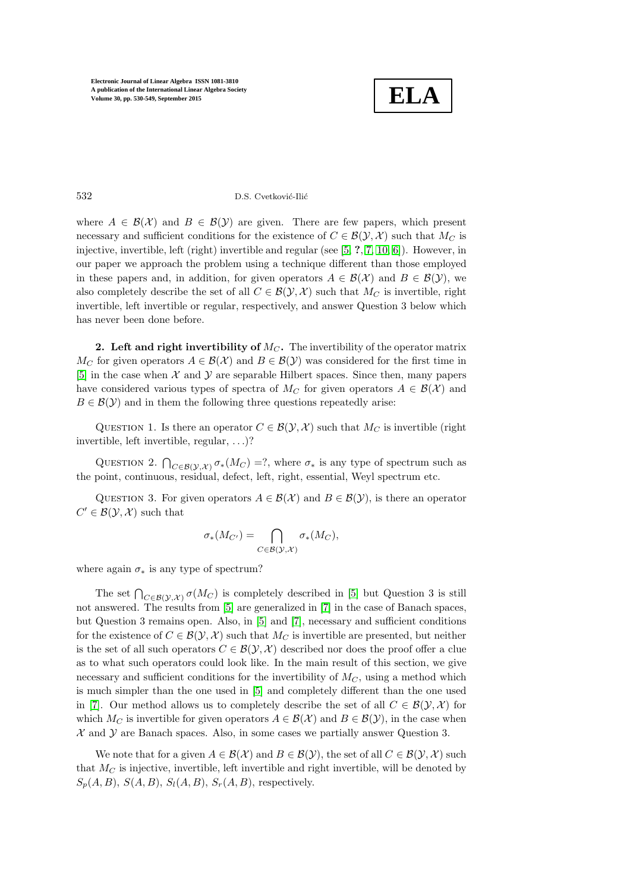where $A \in \mathcal{B}(\mathcal{X})$ and $B \in \mathcal{B}(\mathcal{Y})$ are given. There are few papers, which present necessary and sufficient conditions for the existence of $C \in \mathcal{B}(\mathcal{Y}, \mathcal{X})$ such that $M_C$ is injective, invertible, left (right) invertible and regular (see [5, **?**, 7, 10, 6]). However, in our paper we approach the problem using a technique different than those employed in these papers and, in addition, for given operators $A \in \mathcal{B}(\mathcal{X})$ and $B \in \mathcal{B}(\mathcal{Y})$, we also completely describe the set of all $C \in \mathcal{B}(\mathcal{Y}, \mathcal{X})$ such that $M_C$ is invertible, right invertible, left invertible or regular, respectively, and answer Question 3 below which has never been done before.

**2. Left and right invertibility of $M_C$.** The invertibility of the operator matrix $M_C$ for given operators $A \in \mathcal{B}(\mathcal{X})$ and $B \in \mathcal{B}(\mathcal{Y})$ was considered for the first time in [5] in the case when $\mathcal{X}$ and $\mathcal{Y}$ are separable Hilbert spaces. Since then, many papers have considered various types of spectra of $M_C$ for given operators $A \in \mathcal{B}(\mathcal{X})$ and $B \in \mathcal{B}(\mathcal{Y})$ and in them the following three questions repeatedly arise:

Question 1. Is there an operator $C \in \mathcal{B}(\mathcal{Y}, \mathcal{X})$ such that $M_C$ is invertible (right invertible, left invertible, regular, ...)?

Question 2. $\bigcap_{C \in \mathcal{B}(\mathcal{Y}, \mathcal{X})} \sigma_*(M_C) =?$, where $\sigma_*$ is any type of spectrum such as the point, continuous, residual, defect, left, right, essential, Weyl spectrum etc.

Question 3. For given operators $A \in \mathcal{B}(\mathcal{X})$ and $B \in \mathcal{B}(\mathcal{Y})$, is there an operator $C' \in \mathcal{B}(\mathcal{Y}, \mathcal{X})$ such that

$$\sigma_*(M_{C'}) = \bigcap_{C \in \mathcal{B}(\mathcal{Y}, \mathcal{X})} \sigma_*(M_C),$$

where again $\sigma_*$ is any type of spectrum?

The set $\bigcap_{C \in \mathcal{B}(\mathcal{Y}, \mathcal{X})} \sigma(M_C)$ is completely described in [5] but Question 3 is still not answered. The results from [5] are generalized in [7] in the case of Banach spaces, but Question 3 remains open. Also, in [5] and [7], necessary and sufficient conditions for the existence of $C \in \mathcal{B}(\mathcal{Y}, \mathcal{X})$ such that $M_C$ is invertible are presented, but neither is the set of all such operators $C \in \mathcal{B}(\mathcal{Y}, \mathcal{X})$ described nor does the proof offer a clue as to what such operators could look like. In the main result of this section, we give necessary and sufficient conditions for the invertibility of $M_C$, using a method which is much simpler than the one used in [5] and completely different than the one used in [7]. Our method allows us to completely describe the set of all $C \in \mathcal{B}(\mathcal{Y}, \mathcal{X})$ for which $M_C$ is invertible for given operators $A \in \mathcal{B}(\mathcal{X})$ and $B \in \mathcal{B}(\mathcal{Y})$, in the case when $\mathcal{X}$ and $\mathcal{Y}$ are Banach spaces. Also, in some cases we partially answer Question 3.

We note that for a given $A \in \mathcal{B}(\mathcal{X})$ and $B \in \mathcal{B}(\mathcal{Y})$, the set of all $C \in \mathcal{B}(\mathcal{Y}, \mathcal{X})$ such that $M_C$ is injective, invertible, left invertible and right invertible, will be denoted by $S_p(A, B)$, $S(A, B)$, $S_l(A, B)$, $S_r(A, B)$, respectively.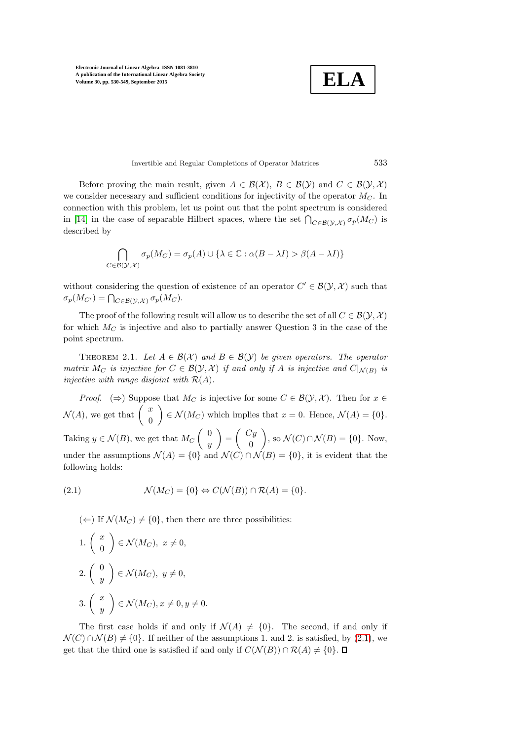Before proving the main result, given $A \in \mathcal{B}(\mathcal{X})$, $B \in \mathcal{B}(\mathcal{Y})$ and $C \in \mathcal{B}(\mathcal{Y}, \mathcal{X})$ we consider necessary and sufficient conditions for injectivity of the operator $M_C$. In connection with this problem, let us point out that the point spectrum is considered in [14] in the case of separable Hilbert spaces, where the set $\bigcap_{C \in \mathcal{B}(\mathcal{Y},\mathcal{X})} \sigma_p(M_C)$ is described by

$$\bigcap_{C \in \mathcal{B}(\mathcal{Y},\mathcal{X})} \sigma_p(M_C) = \sigma_p(A) \cup \{\lambda \in \mathbb{C} : \alpha(B - \lambda I) > \beta(A - \lambda I)\}$$

without considering the question of existence of an operator $C' \in \mathcal{B}(\mathcal{Y}, \mathcal{X})$ such that $\sigma_p(M_{C'}) = \bigcap_{C \in \mathcal{B}(\mathcal{Y},\mathcal{X})} \sigma_p(M_C)$.

The proof of the following result will allow us to describe the set of all $C \in \mathcal{B}(\mathcal{Y}, \mathcal{X})$ for which $M_C$ is injective and also to partially answer Question 3 in the case of the point spectrum.

Theorem 2.1. *Let $A \in \mathcal{B}(\mathcal{X})$ and $B \in \mathcal{B}(\mathcal{Y})$ be given operators. The operator matrix $M_C$ is injective for $C \in \mathcal{B}(\mathcal{Y}, \mathcal{X})$ if and only if $A$ is injective and $C|_{\mathcal{N}(B)}$ is injective with range disjoint with $\mathcal{R}(A)$.*

*Proof.* ($\Rightarrow$) Suppose that $M_C$ is injective for some $C \in \mathcal{B}(\mathcal{Y}, \mathcal{X})$. Then for $x \in \mathcal{N}(A)$, we get that $\begin{pmatrix} x \\ 0 \end{pmatrix} \in \mathcal{N}(M_C)$ which implies that $x = 0$. Hence, $\mathcal{N}(A) = \{0\}$. Taking $y \in \mathcal{N}(B)$, we get that $M_C \begin{pmatrix} 0 \\ y \end{pmatrix} = \begin{pmatrix} Cy \\ 0 \end{pmatrix}$, so $\mathcal{N}(C) \cap \mathcal{N}(B) = \{0\}$. Now, under the assumptions $\mathcal{N}(A) = \{0\}$ and $\mathcal{N}(C) \cap \mathcal{N}(B) = \{0\}$, it is evident that the following holds:

$$\mathcal{N}(M_C) = \{0\} \Leftrightarrow C(\mathcal{N}(B)) \cap \mathcal{R}(A) = \{0\}. \tag{2.1}$$

($\Leftarrow$) If $\mathcal{N}(M_C) \neq \{0\}$, then there are three possibilities:

1. $\begin{pmatrix} x \\ 0 \end{pmatrix} \in \mathcal{N}(M_C),\ x \neq 0,$

2. $\begin{pmatrix} 0 \\ y \end{pmatrix} \in \mathcal{N}(M_C),\ y \neq 0,$

3. $\begin{pmatrix} x \\ y \end{pmatrix} \in \mathcal{N}(M_C), x \neq 0, y \neq 0.$

The first case holds if and only if $\mathcal{N}(A) \neq \{0\}$. The second, if and only if $\mathcal{N}(C) \cap \mathcal{N}(B) \neq \{0\}$. If neither of the assumptions 1. and 2. is satisfied, by (2.1), we get that the third one is satisfied if and only if $C(\mathcal{N}(B)) \cap \mathcal{R}(A) \neq \{0\}$. $\square$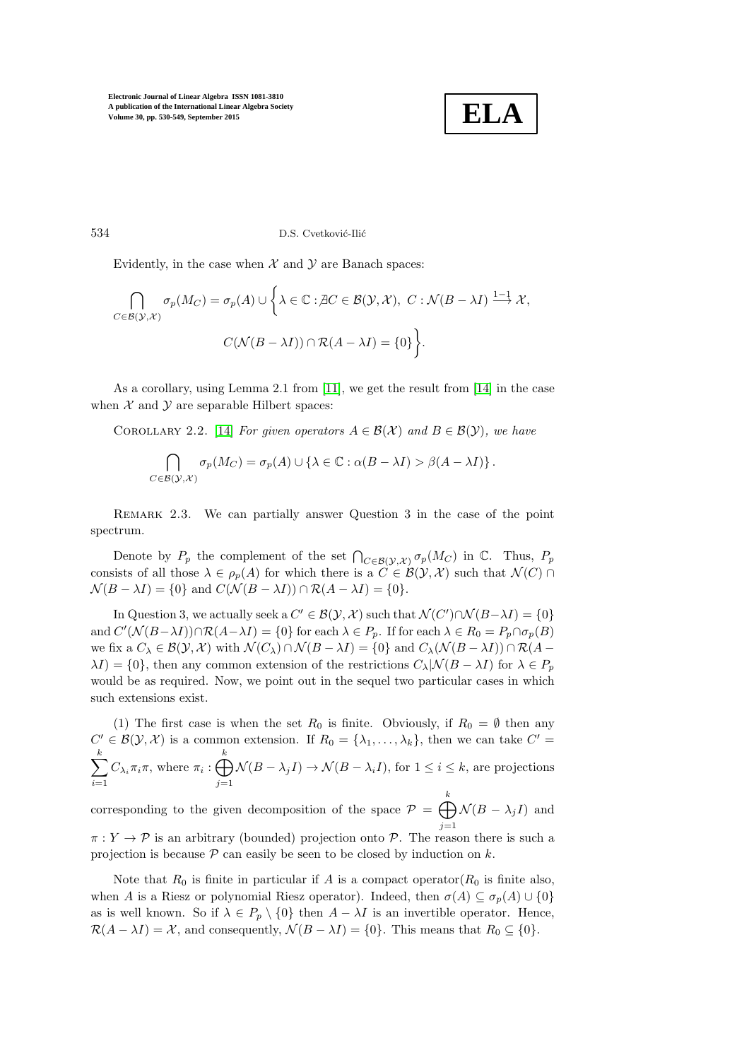Evidently, in the case when $\mathcal{X}$ and $\mathcal{Y}$ are Banach spaces:

$$\bigcap_{C\in\mathcal{B}(\mathcal{Y},\mathcal{X})} \sigma_p(M_C) = \sigma_p(A) \cup \bigg\{ \lambda \in \mathbb{C} : \nexists C \in \mathcal{B}(\mathcal{Y},\mathcal{X}),\ C : \mathcal{N}(B-\lambda I) \xrightarrow{1-1} \mathcal{X},$$

$$C(\mathcal{N}(B-\lambda I)) \cap \mathcal{R}(A-\lambda I) = \{0\} \bigg\}.$$

As a corollary, using Lemma 2.1 from [11], we get the result from [14] in the case when $\mathcal{X}$ and $\mathcal{Y}$ are separable Hilbert spaces:

Corollary 2.2. [14] *For given operators $A \in \mathcal{B}(\mathcal{X})$ and $B \in \mathcal{B}(\mathcal{Y})$, we have*

$$\bigcap_{C\in\mathcal{B}(\mathcal{Y},\mathcal{X})} \sigma_p(M_C) = \sigma_p(A) \cup \{\lambda \in \mathbb{C} : \alpha(B-\lambda I) > \beta(A-\lambda I)\}.$$

Remark 2.3. We can partially answer Question 3 in the case of the point spectrum.

Denote by $P_p$ the complement of the set $\bigcap_{C\in\mathcal{B}(\mathcal{Y},\mathcal{X})} \sigma_p(M_C)$ in $\mathbb{C}$. Thus, $P_p$ consists of all those $\lambda \in \rho_p(A)$ for which there is a $C \in \mathcal{B}(\mathcal{Y},\mathcal{X})$ such that $\mathcal{N}(C) \cap \mathcal{N}(B-\lambda I) = \{0\}$ and $C(\mathcal{N}(B-\lambda I)) \cap \mathcal{R}(A-\lambda I) = \{0\}$.

In Question 3, we actually seek a $C' \in \mathcal{B}(\mathcal{Y},\mathcal{X})$ such that $\mathcal{N}(C') \cap \mathcal{N}(B-\lambda I) = \{0\}$ and $C'(\mathcal{N}(B-\lambda I)) \cap \mathcal{R}(A-\lambda I) = \{0\}$ for each $\lambda \in P_p$. If for each $\lambda \in R_0 = P_p \cap \sigma_p(B)$ we fix a $C_\lambda \in \mathcal{B}(\mathcal{Y},\mathcal{X})$ with $\mathcal{N}(C_\lambda) \cap \mathcal{N}(B-\lambda I) = \{0\}$ and $C_\lambda(\mathcal{N}(B-\lambda I)) \cap \mathcal{R}(A-\lambda I) = \{0\}$, then any common extension of the restrictions $C_\lambda|\mathcal{N}(B-\lambda I)$ for $\lambda \in P_p$ would be as required. Now, we point out in the sequel two particular cases in which such extensions exist.

(1) The first case is when the set $R_0$ is finite. Obviously, if $R_0 = \emptyset$ then any $C' \in \mathcal{B}(\mathcal{Y},\mathcal{X})$ is a common extension. If $R_0 = \{\lambda_1, \ldots, \lambda_k\}$, then we can take $C' = \sum_{i=1}^{k} C_{\lambda_i} \pi_i \pi$, where $\pi_i : \bigoplus_{j=1}^{k} \mathcal{N}(B-\lambda_j I) \to \mathcal{N}(B-\lambda_i I)$, for $1 \le i \le k$, are projections corresponding to the given decomposition of the space $\mathcal{P} = \bigoplus_{j=1}^{k} \mathcal{N}(B-\lambda_j I)$ and $\pi : Y \to \mathcal{P}$ is an arbitrary (bounded) projection onto $\mathcal{P}$. The reason there is such a projection is because $\mathcal{P}$ can easily be seen to be closed by induction on $k$.

Note that $R_0$ is finite in particular if $A$ is a compact operator($R_0$ is finite also, when $A$ is a Riesz or polynomial Riesz operator). Indeed, then $\sigma(A) \subseteq \sigma_p(A) \cup \{0\}$ as is well known. So if $\lambda \in P_p \setminus \{0\}$ then $A - \lambda I$ is an invertible operator. Hence, $\mathcal{R}(A-\lambda I) = \mathcal{X}$, and consequently, $\mathcal{N}(B-\lambda I) = \{0\}$. This means that $R_0 \subseteq \{0\}$.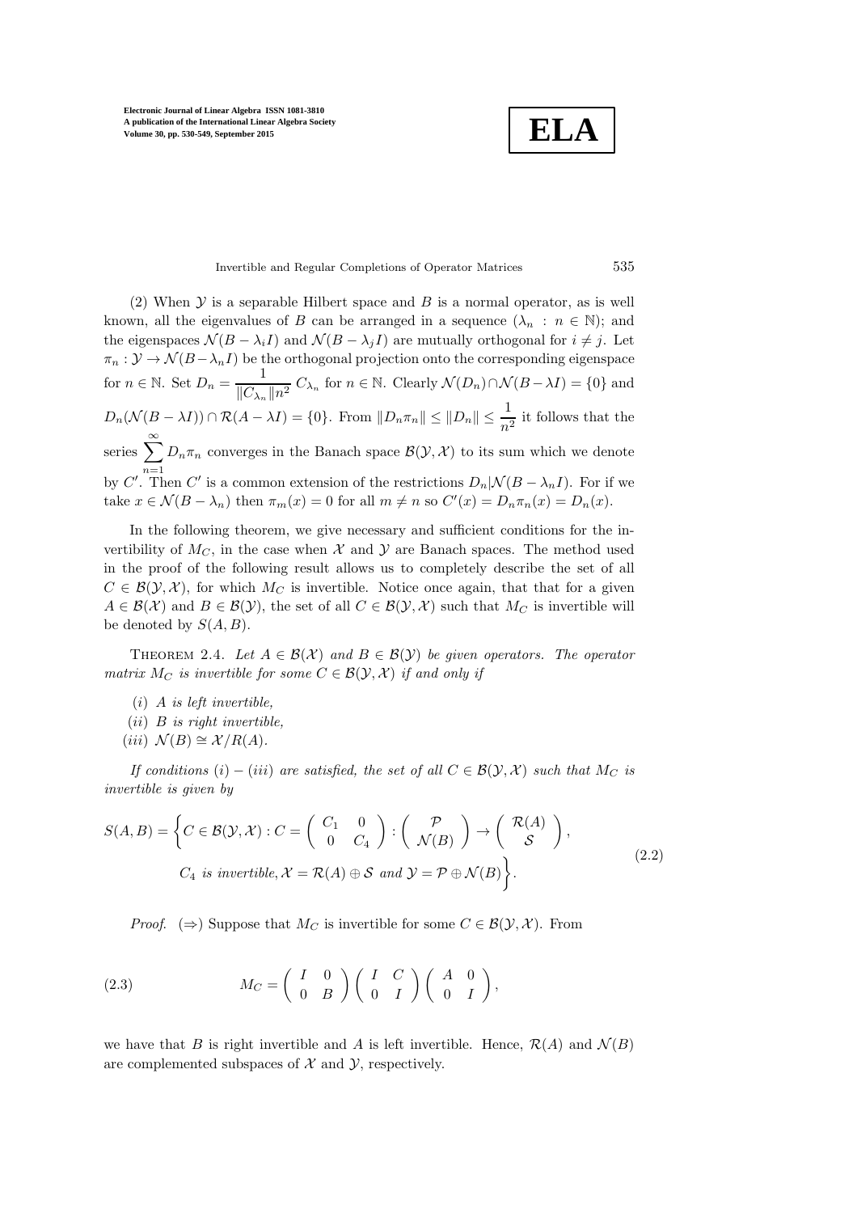(2) When $\mathcal{Y}$ is a separable Hilbert space and $B$ is a normal operator, as is well known, all the eigenvalues of $B$ can be arranged in a sequence $(\lambda_n : n \in \mathbb{N})$; and the eigenspaces $\mathcal{N}(B-\lambda_i I)$ and $\mathcal{N}(B-\lambda_j I)$ are mutually orthogonal for $i \neq j$. Let $\pi_n : \mathcal{Y} \to \mathcal{N}(B-\lambda_n I)$ be the orthogonal projection onto the corresponding eigenspace for $n \in \mathbb{N}$. Set $D_n = \dfrac{1}{\|C_{\lambda_n}\| n^2} C_{\lambda_n}$ for $n \in \mathbb{N}$. Clearly $\mathcal{N}(D_n) \cap \mathcal{N}(B-\lambda I) = \{0\}$ and $D_n(\mathcal{N}(B-\lambda I)) \cap \mathcal{R}(A-\lambda I) = \{0\}$. From $\|D_n \pi_n\| \leq \|D_n\| \leq \dfrac{1}{n^2}$ it follows that the series $\sum_{n=1}^{\infty} D_n \pi_n$ converges in the Banach space $\mathcal{B}(\mathcal{Y}, \mathcal{X})$ to its sum which we denote by $C'$. Then $C'$ is a common extension of the restrictions $D_n|\mathcal{N}(B-\lambda_n I)$. For if we take $x \in \mathcal{N}(B-\lambda_n)$ then $\pi_m(x) = 0$ for all $m \neq n$ so $C'(x) = D_n \pi_n(x) = D_n(x)$.

In the following theorem, we give necessary and sufficient conditions for the invertibility of $M_C$, in the case when $\mathcal{X}$ and $\mathcal{Y}$ are Banach spaces. The method used in the proof of the following result allows us to completely describe the set of all $C \in \mathcal{B}(\mathcal{Y}, \mathcal{X})$, for which $M_C$ is invertible. Notice once again, that that for a given $A \in \mathcal{B}(\mathcal{X})$ and $B \in \mathcal{B}(\mathcal{Y})$, the set of all $C \in \mathcal{B}(\mathcal{Y}, \mathcal{X})$ such that $M_C$ is invertible will be denoted by $S(A, B)$.

Theorem 2.4. *Let $A \in \mathcal{B}(\mathcal{X})$ and $B \in \mathcal{B}(\mathcal{Y})$ be given operators. The operator matrix $M_C$ is invertible for some $C \in \mathcal{B}(\mathcal{Y}, \mathcal{X})$ if and only if*

- $(i)$ *$A$ is left invertible,*
- $(ii)$ *$B$ is right invertible,*
- $(iii)$ $\mathcal{N}(B) \cong \mathcal{X}/R(A)$.

*If conditions $(i)-(iii)$ are satisfied, the set of all $C \in \mathcal{B}(\mathcal{Y}, \mathcal{X})$ such that $M_C$ is invertible is given by*

$$
\begin{aligned}
S(A,B) = \bigg\{ C \in \mathcal{B}(\mathcal{Y}, \mathcal{X}) : C = \begin{pmatrix} C_1 & 0 \\ 0 & C_4 \end{pmatrix} : \begin{pmatrix} \mathcal{P} \\ \mathcal{N}(B) \end{pmatrix} \to \begin{pmatrix} \mathcal{R}(A) \\ \mathcal{S} \end{pmatrix}, \\
C_4 \text{ is invertible}, \mathcal{X} = \mathcal{R}(A) \oplus \mathcal{S} \text{ and } \mathcal{Y} = \mathcal{P} \oplus \mathcal{N}(B) \bigg\}.
\end{aligned}
\tag{2.2}
$$

*Proof.* $(\Rightarrow)$ Suppose that $M_C$ is invertible for some $C \in \mathcal{B}(\mathcal{Y}, \mathcal{X})$. From

$$
M_C = \begin{pmatrix} I & 0 \\ 0 & B \end{pmatrix} \begin{pmatrix} I & C \\ 0 & I \end{pmatrix} \begin{pmatrix} A & 0 \\ 0 & I \end{pmatrix}, \tag{2.3}
$$

we have that $B$ is right invertible and $A$ is left invertible. Hence, $\mathcal{R}(A)$ and $\mathcal{N}(B)$ are complemented subspaces of $\mathcal{X}$ and $\mathcal{Y}$, respectively.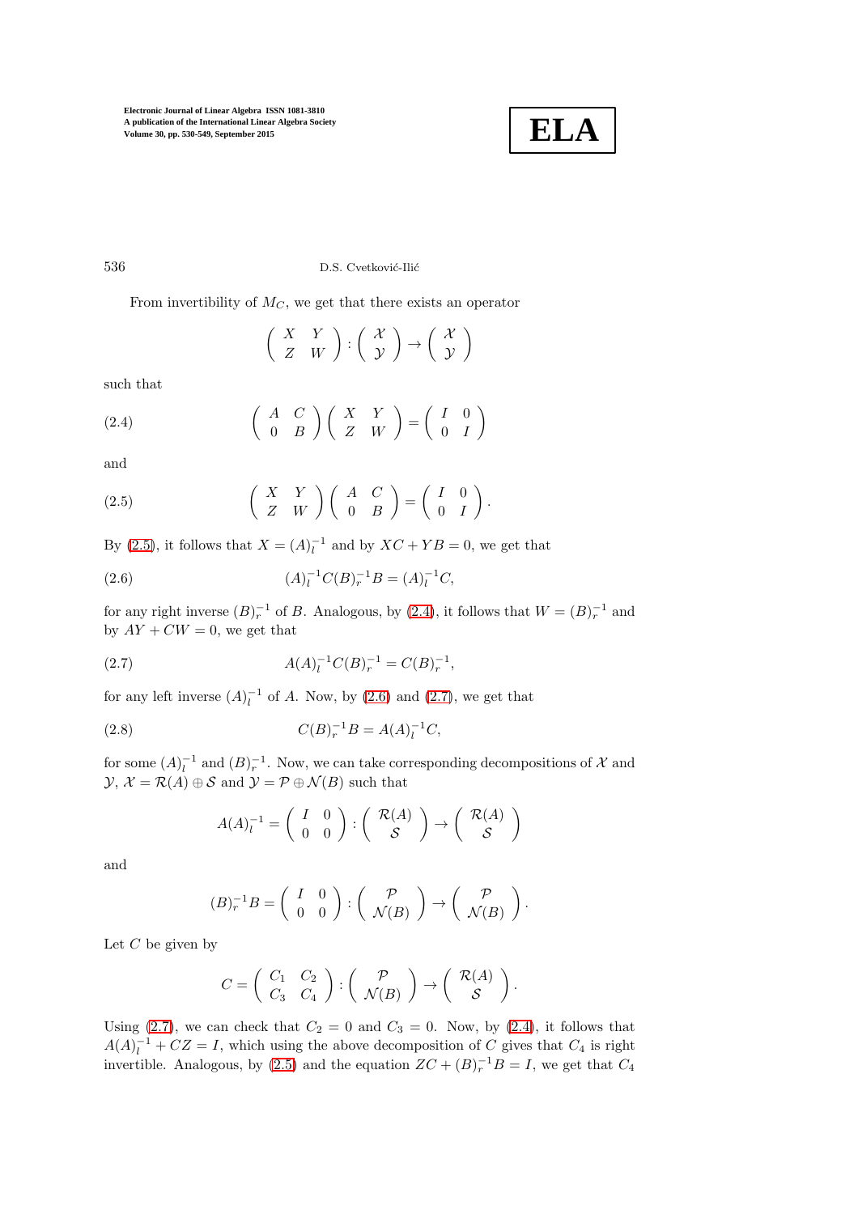From invertibility of $M_C$, we get that there exists an operator

$$\begin{pmatrix} X & Y \\ Z & W \end{pmatrix} : \begin{pmatrix} \mathcal{X} \\ \mathcal{Y} \end{pmatrix} \to \begin{pmatrix} \mathcal{X} \\ \mathcal{Y} \end{pmatrix}$$

such that

$$\begin{pmatrix} A & C \\ 0 & B \end{pmatrix} \begin{pmatrix} X & Y \\ Z & W \end{pmatrix} = \begin{pmatrix} I & 0 \\ 0 & I \end{pmatrix} \tag{2.4}$$

and

$$\begin{pmatrix} X & Y \\ Z & W \end{pmatrix} \begin{pmatrix} A & C \\ 0 & B \end{pmatrix} = \begin{pmatrix} I & 0 \\ 0 & I \end{pmatrix}. \tag{2.5}$$

By (2.5), it follows that $X = (A)_l^{-1}$ and by $XC + YB = 0$, we get that

$$(A)_l^{-1} C (B)_r^{-1} B = (A)_l^{-1} C, \tag{2.6}$$

for any right inverse $(B)_r^{-1}$ of $B$. Analogous, by (2.4), it follows that $W = (B)_r^{-1}$ and by $AY + CW = 0$, we get that

$$A(A)_l^{-1} C (B)_r^{-1} = C(B)_r^{-1}, \tag{2.7}$$

for any left inverse $(A)_l^{-1}$ of $A$. Now, by (2.6) and (2.7), we get that

$$C(B)_r^{-1} B = A(A)_l^{-1} C, \tag{2.8}$$

for some $(A)_l^{-1}$ and $(B)_r^{-1}$. Now, we can take corresponding decompositions of $\mathcal{X}$ and $\mathcal{Y}$, $\mathcal{X} = \mathcal{R}(A) \oplus \mathcal{S}$ and $\mathcal{Y} = \mathcal{P} \oplus \mathcal{N}(B)$ such that

$$A(A)_l^{-1} = \begin{pmatrix} I & 0 \\ 0 & 0 \end{pmatrix} : \begin{pmatrix} \mathcal{R}(A) \\ \mathcal{S} \end{pmatrix} \to \begin{pmatrix} \mathcal{R}(A) \\ \mathcal{S} \end{pmatrix}$$

and

$$(B)_r^{-1} B = \begin{pmatrix} I & 0 \\ 0 & 0 \end{pmatrix} : \begin{pmatrix} \mathcal{P} \\ \mathcal{N}(B) \end{pmatrix} \to \begin{pmatrix} \mathcal{P} \\ \mathcal{N}(B) \end{pmatrix}.$$

Let $C$ be given by

$$C = \begin{pmatrix} C_1 & C_2 \\ C_3 & C_4 \end{pmatrix} : \begin{pmatrix} \mathcal{P} \\ \mathcal{N}(B) \end{pmatrix} \to \begin{pmatrix} \mathcal{R}(A) \\ \mathcal{S} \end{pmatrix}.$$

Using (2.7), we can check that $C_2 = 0$ and $C_3 = 0$. Now, by (2.4), it follows that $A(A)_l^{-1} + CZ = I$, which using the above decomposition of $C$ gives that $C_4$ is right invertible. Analogous, by (2.5) and the equation $ZC + (B)_r^{-1} B = I$, we get that $C_4$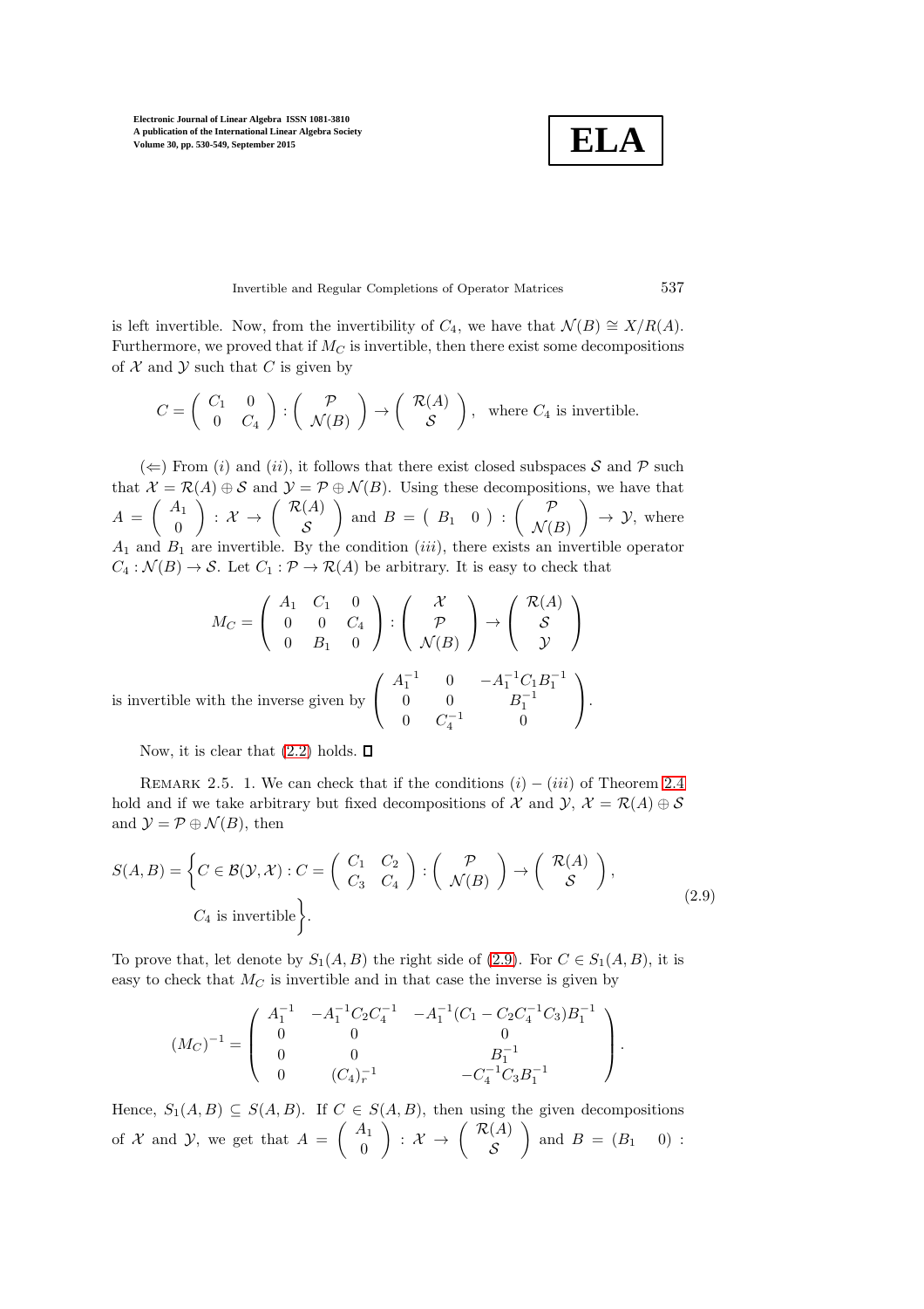is left invertible. Now, from the invertibility of $C_4$, we have that $\mathcal{N}(B) \cong X/R(A)$. Furthermore, we proved that if $M_C$ is invertible, then there exist some decompositions of $\mathcal{X}$ and $\mathcal{Y}$ such that $C$ is given by

$$C = \begin{pmatrix} C_1 & 0 \\ 0 & C_4 \end{pmatrix} : \begin{pmatrix} \mathcal{P} \\ \mathcal{N}(B) \end{pmatrix} \to \begin{pmatrix} \mathcal{R}(A) \\ \mathcal{S} \end{pmatrix}, \quad \text{where } C_4 \text{ is invertible.}$$

($\Leftarrow$) From $(i)$ and $(ii)$, it follows that there exist closed subspaces $\mathcal{S}$ and $\mathcal{P}$ such that $\mathcal{X} = \mathcal{R}(A) \oplus \mathcal{S}$ and $\mathcal{Y} = \mathcal{P} \oplus \mathcal{N}(B)$. Using these decompositions, we have that $A = \begin{pmatrix} A_1 \\ 0 \end{pmatrix} : \mathcal{X} \to \begin{pmatrix} \mathcal{R}(A) \\ \mathcal{S} \end{pmatrix}$ and $B = \begin{pmatrix} B_1 & 0 \end{pmatrix} : \begin{pmatrix} \mathcal{P} \\ \mathcal{N}(B) \end{pmatrix} \to \mathcal{Y}$, where $A_1$ and $B_1$ are invertible. By the condition $(iii)$, there exists an invertible operator $C_4 : \mathcal{N}(B) \to \mathcal{S}$. Let $C_1 : \mathcal{P} \to \mathcal{R}(A)$ be arbitrary. It is easy to check that

$$M_C = \begin{pmatrix} A_1 & C_1 & 0 \\ 0 & 0 & C_4 \\ 0 & B_1 & 0 \end{pmatrix} : \begin{pmatrix} \mathcal{X} \\ \mathcal{P} \\ \mathcal{N}(B) \end{pmatrix} \to \begin{pmatrix} \mathcal{R}(A) \\ \mathcal{S} \\ \mathcal{Y} \end{pmatrix}$$

is invertible with the inverse given by $\begin{pmatrix} A_1^{-1} & 0 & -A_1^{-1}C_1B_1^{-1} \\ 0 & 0 & B_1^{-1} \\ 0 & C_4^{-1} & 0 \end{pmatrix}$.

Now, it is clear that (2.2) holds. $\square$

Remark 2.5. 1. We can check that if the conditions $(i) - (iii)$ of Theorem 2.4 hold and if we take arbitrary but fixed decompositions of $\mathcal{X}$ and $\mathcal{Y}$, $\mathcal{X} = \mathcal{R}(A) \oplus \mathcal{S}$ and $\mathcal{Y} = \mathcal{P} \oplus \mathcal{N}(B)$, then

$$S(A,B) = \left\{ C \in \mathcal{B}(\mathcal{Y}, \mathcal{X}) : C = \begin{pmatrix} C_1 & C_2 \\ C_3 & C_4 \end{pmatrix} : \begin{pmatrix} \mathcal{P} \\ \mathcal{N}(B) \end{pmatrix} \to \begin{pmatrix} \mathcal{R}(A) \\ \mathcal{S} \end{pmatrix}, \; C_4 \text{ is invertible} \right\}. \tag{2.9}$$

To prove that, let denote by $S_1(A,B)$ the right side of (2.9). For $C \in S_1(A,B)$, it is easy to check that $M_C$ is invertible and in that case the inverse is given by

$$(M_C)^{-1} = \begin{pmatrix} A_1^{-1} & -A_1^{-1}C_2C_4^{-1} & -A_1^{-1}(C_1 - C_2C_4^{-1}C_3)B_1^{-1} \\ 0 & 0 & 0 \\ 0 & 0 & B_1^{-1} \\ 0 & (C_4)_r^{-1} & -C_4^{-1}C_3B_1^{-1} \end{pmatrix}.$$

Hence, $S_1(A,B) \subseteq S(A,B)$. If $C \in S(A,B)$, then using the given decompositions of $\mathcal{X}$ and $\mathcal{Y}$, we get that $A = \begin{pmatrix} A_1 \\ 0 \end{pmatrix} : \mathcal{X} \to \begin{pmatrix} \mathcal{R}(A) \\ \mathcal{S} \end{pmatrix}$ and $B = (B_1 \quad 0) :$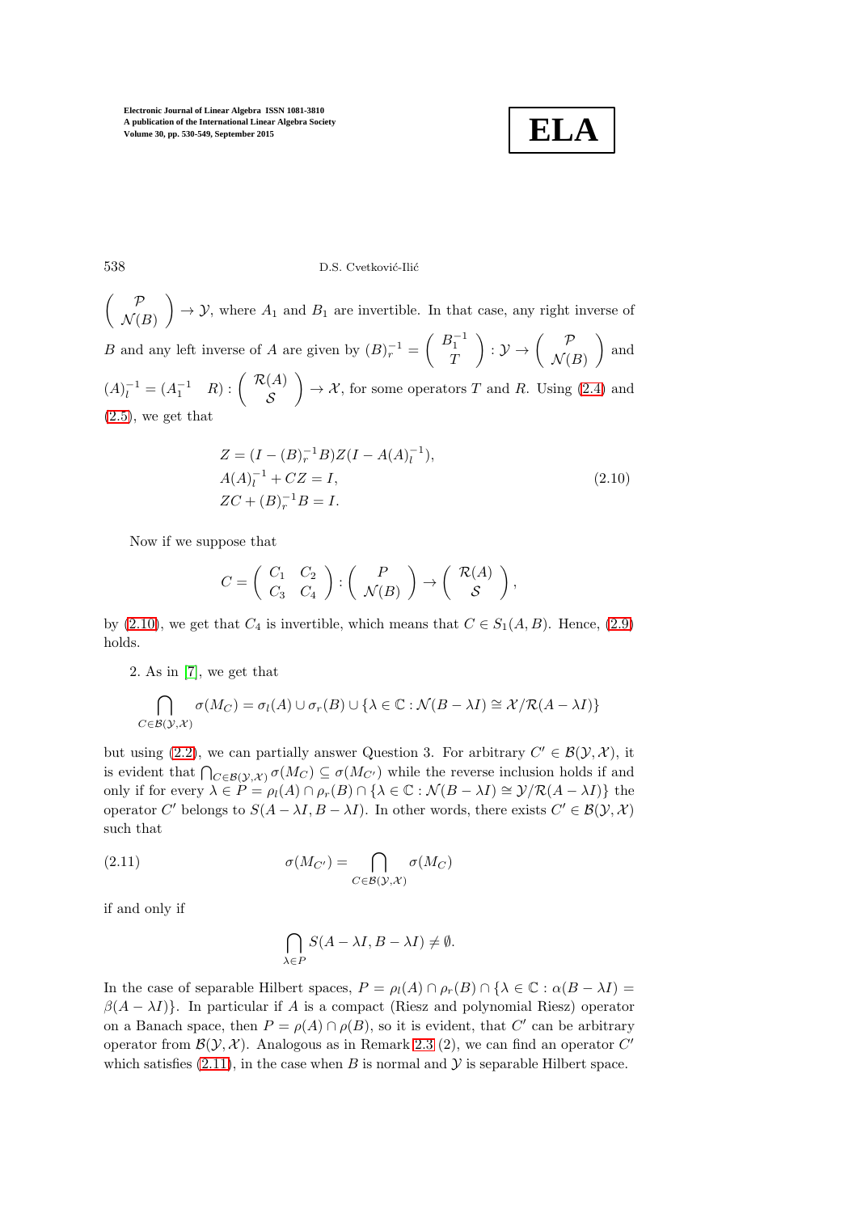$\begin{pmatrix} \mathcal{P} \\ \mathcal{N}(B) \end{pmatrix} \to \mathcal{Y}$, where $A_1$ and $B_1$ are invertible. In that case, any right inverse of $B$ and any left inverse of $A$ are given by $(B)_r^{-1} = \begin{pmatrix} B_1^{-1} \\ T \end{pmatrix} : \mathcal{Y} \to \begin{pmatrix} \mathcal{P} \\ \mathcal{N}(B) \end{pmatrix}$ and $(A)_l^{-1} = \begin{pmatrix} A_1^{-1} & R \end{pmatrix} : \begin{pmatrix} \mathcal{R}(A) \\ \mathcal{S} \end{pmatrix} \to \mathcal{X}$, for some operators $T$ and $R$. Using (2.4) and (2.5), we get that

$$\begin{aligned} &Z = (I - (B)_r^{-1}B)Z(I - A(A)_l^{-1}), \\ &A(A)_l^{-1} + CZ = I, \\ &ZC + (B)_r^{-1}B = I. \end{aligned} \tag{2.10}$$

Now if we suppose that

$$C = \begin{pmatrix} C_1 & C_2 \\ C_3 & C_4 \end{pmatrix} : \begin{pmatrix} P \\ \mathcal{N}(B) \end{pmatrix} \to \begin{pmatrix} \mathcal{R}(A) \\ \mathcal{S} \end{pmatrix},$$

by (2.10), we get that $C_4$ is invertible, which means that $C \in S_1(A, B)$. Hence, (2.9) holds.

2. As in [7], we get that

$$\bigcap_{C \in \mathcal{B}(\mathcal{Y},\mathcal{X})} \sigma(M_C) = \sigma_l(A) \cup \sigma_r(B) \cup \{\lambda \in \mathbb{C} : \mathcal{N}(B - \lambda I) \cong \mathcal{X}/\mathcal{R}(A - \lambda I)\}$$

but using (2.2), we can partially answer Question 3. For arbitrary $C' \in \mathcal{B}(\mathcal{Y}, \mathcal{X})$, it is evident that $\bigcap_{C \in \mathcal{B}(\mathcal{Y},\mathcal{X})} \sigma(M_C) \subseteq \sigma(M_{C'})$ while the reverse inclusion holds if and only if for every $\lambda \in P = \rho_l(A) \cap \rho_r(B) \cap \{\lambda \in \mathbb{C} : \mathcal{N}(B - \lambda I) \cong \mathcal{Y}/\mathcal{R}(A - \lambda I)\}$ the operator $C'$ belongs to $S(A - \lambda I, B - \lambda I)$. In other words, there exists $C' \in \mathcal{B}(\mathcal{Y}, \mathcal{X})$ such that

$$\sigma(M_{C'}) = \bigcap_{C \in \mathcal{B}(\mathcal{Y},\mathcal{X})} \sigma(M_C) \tag{2.11}$$

if and only if

$$\bigcap_{\lambda \in P} S(A - \lambda I, B - \lambda I) \neq \emptyset.$$

In the case of separable Hilbert spaces, $P = \rho_l(A) \cap \rho_r(B) \cap \{\lambda \in \mathbb{C} : \alpha(B - \lambda I) = \beta(A - \lambda I)\}$. In particular if $A$ is a compact (Riesz and polynomial Riesz) operator on a Banach space, then $P = \rho(A) \cap \rho(B)$, so it is evident, that $C'$ can be arbitrary operator from $\mathcal{B}(\mathcal{Y}, \mathcal{X})$. Analogous as in Remark 2.3 (2), we can find an operator $C'$ which satisfies (2.11), in the case when $B$ is normal and $\mathcal{Y}$ is separable Hilbert space.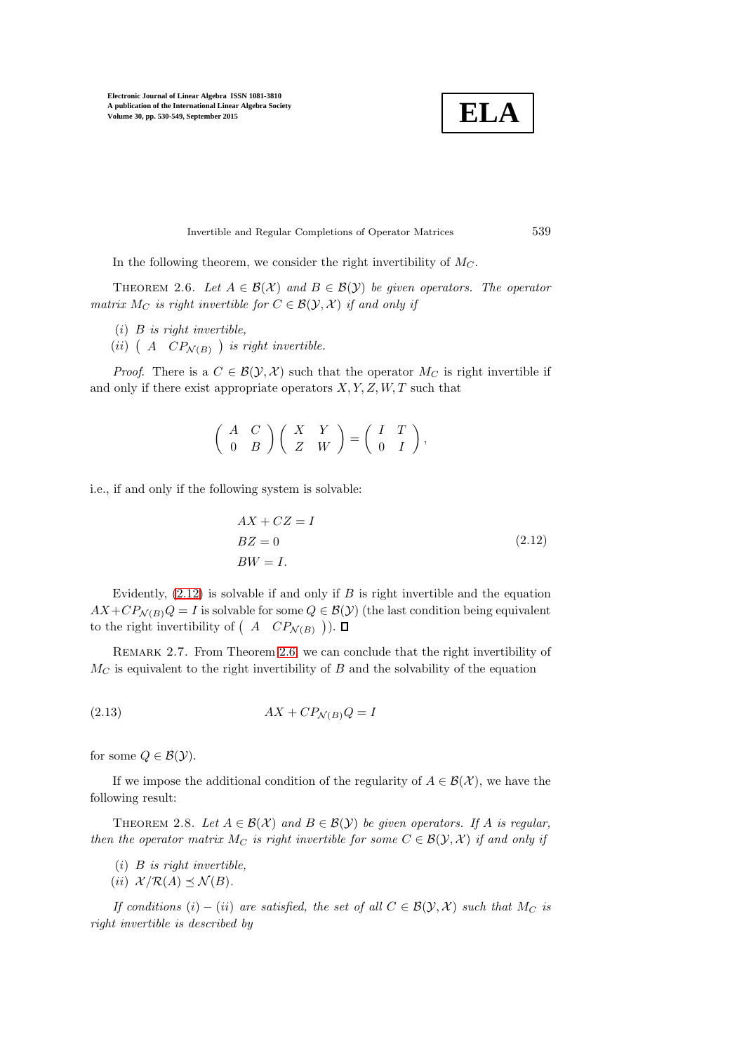In the following theorem, we consider the right invertibility of $M_C$.

Theorem 2.6. *Let $A \in \mathcal{B}(\mathcal{X})$ and $B \in \mathcal{B}(\mathcal{Y})$ be given operators. The operator matrix $M_C$ is right invertible for $C \in \mathcal{B}(\mathcal{Y}, \mathcal{X})$ if and only if*

(*i*) *$B$ is right invertible,*
(*ii*) $\begin{pmatrix} A & CP_{\mathcal{N}(B)} \end{pmatrix}$ *is right invertible.*

*Proof*. There is a $C \in \mathcal{B}(\mathcal{Y}, \mathcal{X})$ such that the operator $M_C$ is right invertible if and only if there exist appropriate operators $X, Y, Z, W, T$ such that

$$\begin{pmatrix} A & C \\ 0 & B \end{pmatrix} \begin{pmatrix} X & Y \\ Z & W \end{pmatrix} = \begin{pmatrix} I & T \\ 0 & I \end{pmatrix},$$

i.e., if and only if the following system is solvable:

$$\begin{aligned} AX + CZ &= I \\ BZ &= 0 \\ BW &= I. \end{aligned} \tag{2.12}$$

Evidently, (2.12) is solvable if and only if $B$ is right invertible and the equation $AX + CP_{\mathcal{N}(B)}Q = I$ is solvable for some $Q \in \mathcal{B}(\mathcal{Y})$ (the last condition being equivalent to the right invertibility of $\begin{pmatrix} A & CP_{\mathcal{N}(B)} \end{pmatrix}$). $\square$

Remark 2.7. From Theorem 2.6, we can conclude that the right invertibility of $M_C$ is equivalent to the right invertibility of $B$ and the solvability of the equation

$$AX + CP_{\mathcal{N}(B)}Q = I \tag{2.13}$$

for some $Q \in \mathcal{B}(\mathcal{Y})$.

If we impose the additional condition of the regularity of $A \in \mathcal{B}(\mathcal{X})$, we have the following result:

Theorem 2.8. *Let $A \in \mathcal{B}(\mathcal{X})$ and $B \in \mathcal{B}(\mathcal{Y})$ be given operators. If $A$ is regular, then the operator matrix $M_C$ is right invertible for some $C \in \mathcal{B}(\mathcal{Y}, \mathcal{X})$ if and only if*

(*i*) *$B$ is right invertible,*
(*ii*) $\mathcal{X}/\mathcal{R}(A) \preceq \mathcal{N}(B)$.

*If conditions $(i) - (ii)$ are satisfied, the set of all $C \in \mathcal{B}(\mathcal{Y}, \mathcal{X})$ such that $M_C$ is right invertible is described by*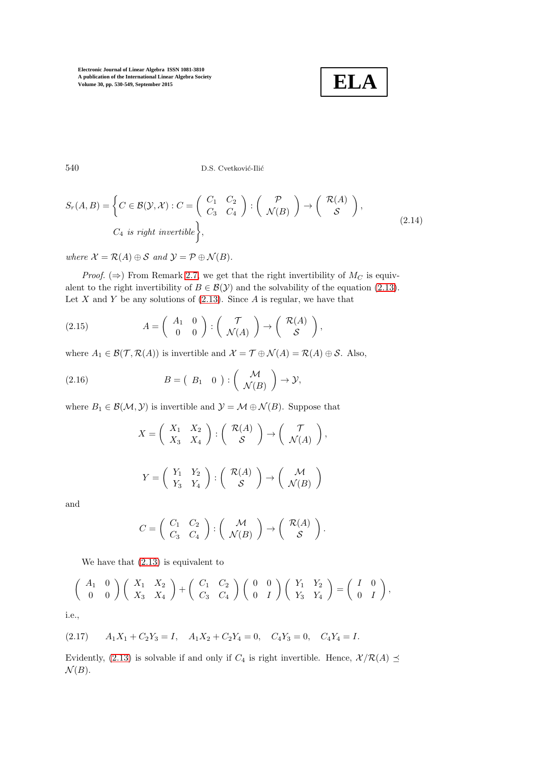$$S_r(A,B) = \left\{ C \in \mathcal{B}(\mathcal{Y},\mathcal{X}) : C = \begin{pmatrix} C_1 & C_2 \\ C_3 & C_4 \end{pmatrix} : \begin{pmatrix} \mathcal{P} \\ \mathcal{N}(B) \end{pmatrix} \to \begin{pmatrix} \mathcal{R}(A) \\ \mathcal{S} \end{pmatrix}, \right. \tag{2.14}$$
$$\left. C_4 \text{ is right invertible} \right\},$$

*where* $\mathcal{X} = \mathcal{R}(A) \oplus \mathcal{S}$ *and* $\mathcal{Y} = \mathcal{P} \oplus \mathcal{N}(B)$.

*Proof.* ($\Rightarrow$) From Remark 2.7, we get that the right invertibility of $M_C$ is equivalent to the right invertibility of $B \in \mathcal{B}(\mathcal{Y})$ and the solvability of the equation (2.13). Let $X$ and $Y$ be any solutions of (2.13). Since $A$ is regular, we have that

$$A = \begin{pmatrix} A_1 & 0 \\ 0 & 0 \end{pmatrix} : \begin{pmatrix} \mathcal{T} \\ \mathcal{N}(A) \end{pmatrix} \to \begin{pmatrix} \mathcal{R}(A) \\ \mathcal{S} \end{pmatrix}, \tag{2.15}$$

where $A_1 \in \mathcal{B}(\mathcal{T}, \mathcal{R}(A))$ is invertible and $\mathcal{X} = \mathcal{T} \oplus \mathcal{N}(A) = \mathcal{R}(A) \oplus \mathcal{S}$. Also,

$$B = \begin{pmatrix} B_1 & 0 \end{pmatrix} : \begin{pmatrix} \mathcal{M} \\ \mathcal{N}(B) \end{pmatrix} \to \mathcal{Y}, \tag{2.16}$$

where $B_1 \in \mathcal{B}(\mathcal{M}, \mathcal{Y})$ is invertible and $\mathcal{Y} = \mathcal{M} \oplus \mathcal{N}(B)$. Suppose that

$$X = \begin{pmatrix} X_1 & X_2 \\ X_3 & X_4 \end{pmatrix} : \begin{pmatrix} \mathcal{R}(A) \\ \mathcal{S} \end{pmatrix} \to \begin{pmatrix} \mathcal{T} \\ \mathcal{N}(A) \end{pmatrix},$$

$$Y = \begin{pmatrix} Y_1 & Y_2 \\ Y_3 & Y_4 \end{pmatrix} : \begin{pmatrix} \mathcal{R}(A) \\ \mathcal{S} \end{pmatrix} \to \begin{pmatrix} \mathcal{M} \\ \mathcal{N}(B) \end{pmatrix}$$

and

$$C = \begin{pmatrix} C_1 & C_2 \\ C_3 & C_4 \end{pmatrix} : \begin{pmatrix} \mathcal{M} \\ \mathcal{N}(B) \end{pmatrix} \to \begin{pmatrix} \mathcal{R}(A) \\ \mathcal{S} \end{pmatrix}.$$

We have that (2.13) is equivalent to

$$\begin{pmatrix} A_1 & 0 \\ 0 & 0 \end{pmatrix} \begin{pmatrix} X_1 & X_2 \\ X_3 & X_4 \end{pmatrix} + \begin{pmatrix} C_1 & C_2 \\ C_3 & C_4 \end{pmatrix} \begin{pmatrix} 0 & 0 \\ 0 & I \end{pmatrix} \begin{pmatrix} Y_1 & Y_2 \\ Y_3 & Y_4 \end{pmatrix} = \begin{pmatrix} I & 0 \\ 0 & I \end{pmatrix},$$

i.e.,

$$A_1X_1 + C_2Y_3 = I, \quad A_1X_2 + C_2Y_4 = 0, \quad C_4Y_3 = 0, \quad C_4Y_4 = I. \tag{2.17}$$

Evidently, (2.13) is solvable if and only if $C_4$ is right invertible. Hence, $\mathcal{X}/\mathcal{R}(A) \preceq \mathcal{N}(B)$.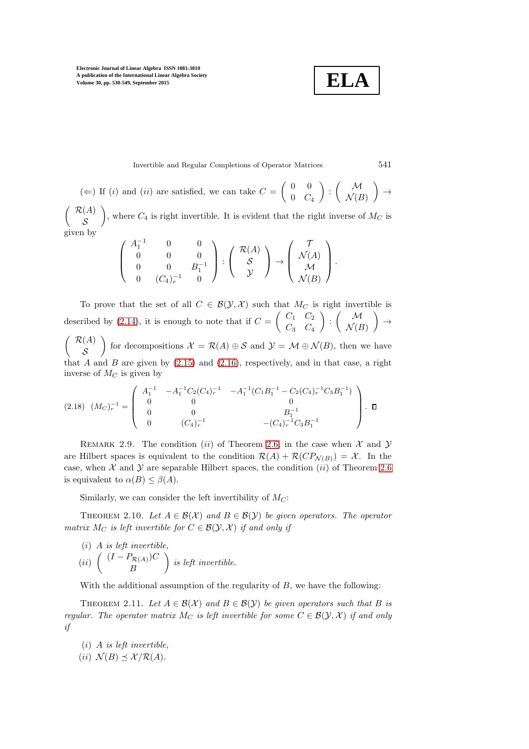(⇐) If $(i)$ and $(ii)$ are satisfied, we can take $C = \begin{pmatrix} 0 & 0 \\ 0 & C_4 \end{pmatrix} : \begin{pmatrix} \mathcal{M} \\ \mathcal{N}(B) \end{pmatrix} \to \begin{pmatrix} \mathcal{R}(A) \\ \mathcal{S} \end{pmatrix}$, where $C_4$ is right invertible. It is evident that the right inverse of $M_C$ is given by

$$\begin{pmatrix} A_1^{-1} & 0 & 0 \\ 0 & 0 & 0 \\ 0 & 0 & B_1^{-1} \\ 0 & (C_4)_r^{-1} & 0 \end{pmatrix} : \begin{pmatrix} \mathcal{R}(A) \\ \mathcal{S} \\ \mathcal{Y} \end{pmatrix} \to \begin{pmatrix} \mathcal{T} \\ \mathcal{N}(A) \\ \mathcal{M} \\ \mathcal{N}(B) \end{pmatrix}.$$

To prove that the set of all $C \in \mathcal{B}(\mathcal{Y}, \mathcal{X})$ such that $M_C$ is right invertible is described by (2.14), it is enough to note that if $C = \begin{pmatrix} C_1 & C_2 \\ C_3 & C_4 \end{pmatrix} : \begin{pmatrix} \mathcal{M} \\ \mathcal{N}(B) \end{pmatrix} \to \begin{pmatrix} \mathcal{R}(A) \\ \mathcal{S} \end{pmatrix}$ for decompositions $\mathcal{X} = \mathcal{R}(A) \oplus \mathcal{S}$ and $\mathcal{Y} = \mathcal{M} \oplus \mathcal{N}(B)$, then we have that $A$ and $B$ are given by (2.15) and (2.16), respectively, and in that case, a right inverse of $M_C$ is given by

$$(M_C)_r^{-1} = \begin{pmatrix} A_1^{-1} & -A_1^{-1}C_2(C_4)_r^{-1} & -A_1^{-1}(C_1B_1^{-1} - C_2(C_4)_r^{-1}C_3B_1^{-1}) \\ 0 & 0 & 0 \\ 0 & 0 & B_1^{-1} \\ 0 & (C_4)_r^{-1} & -(C_4)_r^{-1}C_3B_1^{-1} \end{pmatrix}. \tag{2.18}$$

□

REMARK 2.9. The condition $(ii)$ of Theorem 2.6 in the case when $\mathcal{X}$ and $\mathcal{Y}$ are Hilbert spaces is equivalent to the condition $\mathcal{R}(A) + \mathcal{R}(CP_{\mathcal{N}(B)}) = \mathcal{X}$. In the case, when $\mathcal{X}$ and $\mathcal{Y}$ are separable Hilbert spaces, the condition $(ii)$ of Theorem 2.6 is equivalent to $\alpha(B) \leq \beta(A)$.

Similarly, we can consider the left invertibility of $M_C$:

THEOREM 2.10. *Let $A \in \mathcal{B}(\mathcal{X})$ and $B \in \mathcal{B}(\mathcal{Y})$ be given operators. The operator matrix $M_C$ is left invertible for $C \in \mathcal{B}(\mathcal{Y}, \mathcal{X})$ if and only if*

$(i)$ *$A$ is left invertible,*
$(ii)$ $\begin{pmatrix} (I - P_{\mathcal{R}(A)})C \\ B \end{pmatrix}$ *is left invertible.*

With the additional assumption of the regularity of $B$, we have the following:

THEOREM 2.11. *Let $A \in \mathcal{B}(\mathcal{X})$ and $B \in \mathcal{B}(\mathcal{Y})$ be given operators such that $B$ is regular. The operator matrix $M_C$ is left invertible for some $C \in \mathcal{B}(\mathcal{Y}, \mathcal{X})$ if and only if*

$(i)$ *$A$ is left invertible,*
$(ii)$ $\mathcal{N}(B) \preceq \mathcal{X}/\mathcal{R}(A)$.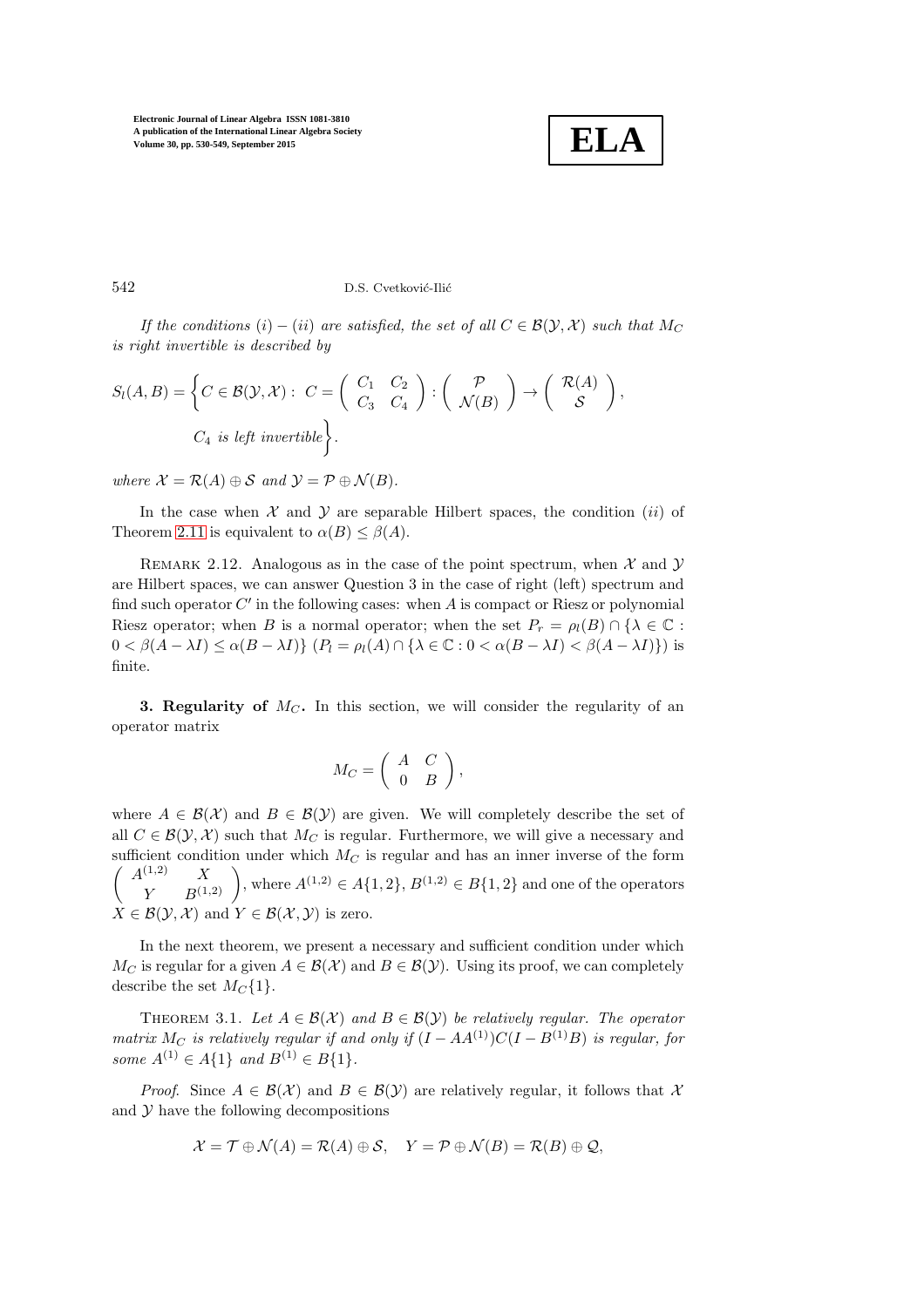*If the conditions $(i)-(ii)$ are satisfied, the set of all $C \in \mathcal{B}(\mathcal{Y},\mathcal{X})$ such that $M_C$ is right invertible is described by*

$$S_l(A,B) = \left\{ C \in \mathcal{B}(\mathcal{Y},\mathcal{X}) : \; C = \begin{pmatrix} C_1 & C_2 \\ C_3 & C_4 \end{pmatrix} : \begin{pmatrix} \mathcal{P} \\ \mathcal{N}(B) \end{pmatrix} \to \begin{pmatrix} \mathcal{R}(A) \\ \mathcal{S} \end{pmatrix}, \right.$$
$$\left. C_4 \text{ is left invertible} \right\}.$$

*where $\mathcal{X} = \mathcal{R}(A) \oplus \mathcal{S}$ and $\mathcal{Y} = \mathcal{P} \oplus \mathcal{N}(B)$.*

In the case when $\mathcal{X}$ and $\mathcal{Y}$ are separable Hilbert spaces, the condition $(ii)$ of Theorem 2.11 is equivalent to $\alpha(B) \leq \beta(A)$.

Remark 2.12. Analogous as in the case of the point spectrum, when $\mathcal{X}$ and $\mathcal{Y}$ are Hilbert spaces, we can answer Question 3 in the case of right (left) spectrum and find such operator $C'$ in the following cases: when $A$ is compact or Riesz or polynomial Riesz operator; when $B$ is a normal operator; when the set $P_r = \rho_l(B) \cap \{\lambda \in \mathbb{C} : 0 < \beta(A - \lambda I) \leq \alpha(B - \lambda I)\}$ $(P_l = \rho_l(A) \cap \{\lambda \in \mathbb{C} : 0 < \alpha(B - \lambda I) < \beta(A - \lambda I)\})$ is finite.

## 3. Regularity of $M_C$.

In this section, we will consider the regularity of an operator matrix

$$M_C = \begin{pmatrix} A & C \\ 0 & B \end{pmatrix},$$

where $A \in \mathcal{B}(\mathcal{X})$ and $B \in \mathcal{B}(\mathcal{Y})$ are given. We will completely describe the set of all $C \in \mathcal{B}(\mathcal{Y},\mathcal{X})$ such that $M_C$ is regular. Furthermore, we will give a necessary and sufficient condition under which $M_C$ is regular and has an inner inverse of the form $\begin{pmatrix} A^{(1,2)} & X \\ Y & B^{(1,2)} \end{pmatrix}$, where $A^{(1,2)} \in A\{1,2\}$, $B^{(1,2)} \in B\{1,2\}$ and one of the operators $X \in \mathcal{B}(\mathcal{Y},\mathcal{X})$ and $Y \in \mathcal{B}(\mathcal{X},\mathcal{Y})$ is zero.

In the next theorem, we present a necessary and sufficient condition under which $M_C$ is regular for a given $A \in \mathcal{B}(\mathcal{X})$ and $B \in \mathcal{B}(\mathcal{Y})$. Using its proof, we can completely describe the set $M_C\{1\}$.

Theorem 3.1. *Let $A \in \mathcal{B}(\mathcal{X})$ and $B \in \mathcal{B}(\mathcal{Y})$ be relatively regular. The operator matrix $M_C$ is relatively regular if and only if $(I - AA^{(1)})C(I - B^{(1)}B)$ is regular, for some $A^{(1)} \in A\{1\}$ and $B^{(1)} \in B\{1\}$.*

*Proof.* Since $A \in \mathcal{B}(\mathcal{X})$ and $B \in \mathcal{B}(\mathcal{Y})$ are relatively regular, it follows that $\mathcal{X}$ and $\mathcal{Y}$ have the following decompositions

$$\mathcal{X} = \mathcal{T} \oplus \mathcal{N}(A) = \mathcal{R}(A) \oplus \mathcal{S}, \quad Y = \mathcal{P} \oplus \mathcal{N}(B) = \mathcal{R}(B) \oplus \mathcal{Q},$$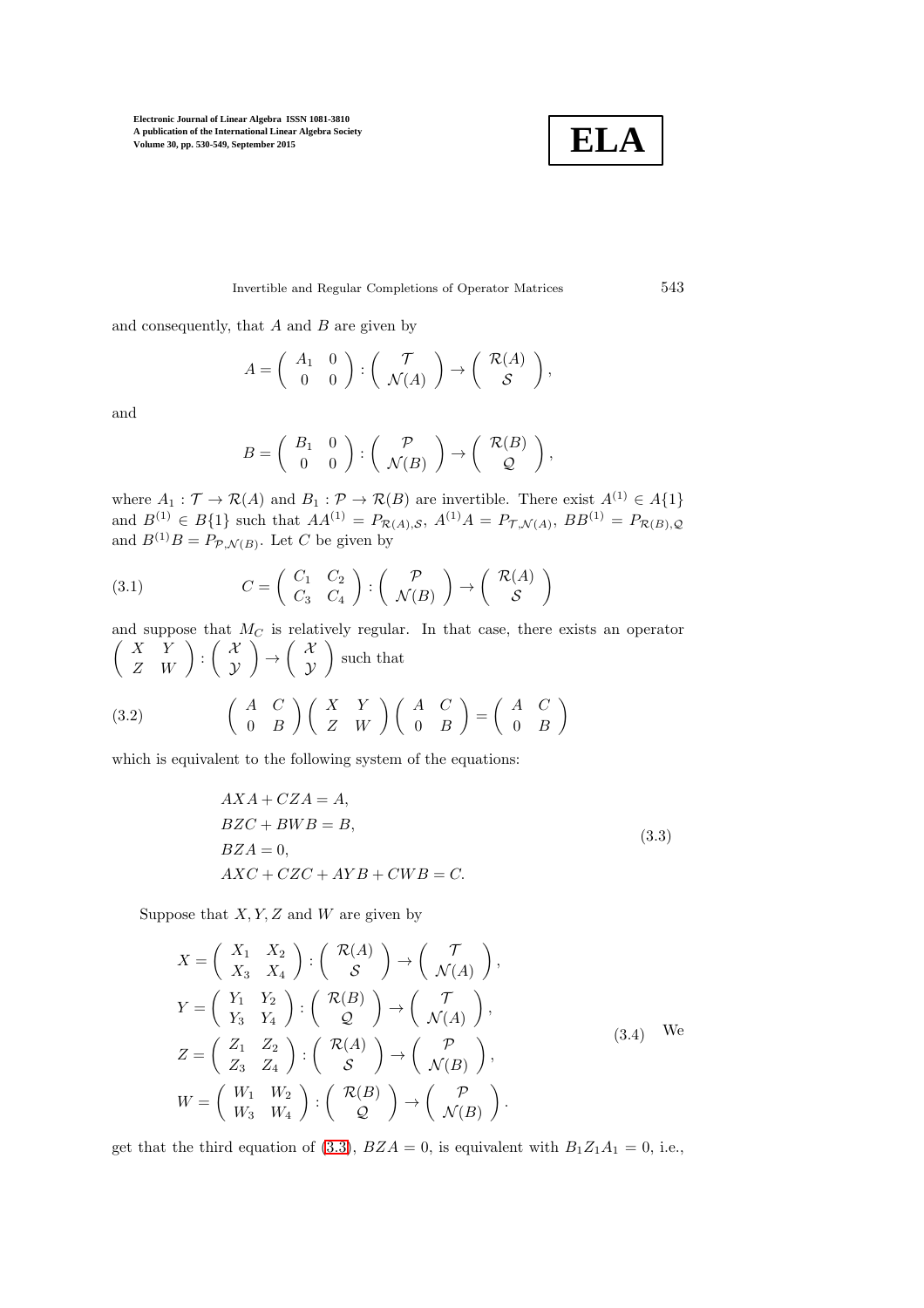and consequently, that $A$ and $B$ are given by

$$A = \begin{pmatrix} A_1 & 0 \\ 0 & 0 \end{pmatrix} : \begin{pmatrix} \mathcal{T} \\ \mathcal{N}(A) \end{pmatrix} \to \begin{pmatrix} \mathcal{R}(A) \\ \mathcal{S} \end{pmatrix},$$

and

$$B = \begin{pmatrix} B_1 & 0 \\ 0 & 0 \end{pmatrix} : \begin{pmatrix} \mathcal{P} \\ \mathcal{N}(B) \end{pmatrix} \to \begin{pmatrix} \mathcal{R}(B) \\ \mathcal{Q} \end{pmatrix},$$

where $A_1 : \mathcal{T} \to \mathcal{R}(A)$ and $B_1 : \mathcal{P} \to \mathcal{R}(B)$ are invertible. There exist $A^{(1)} \in A\{1\}$ and $B^{(1)} \in B\{1\}$ such that $AA^{(1)} = P_{\mathcal{R}(A),\mathcal{S}}$, $A^{(1)}A = P_{\mathcal{T},\mathcal{N}(A)}$, $BB^{(1)} = P_{\mathcal{R}(B),\mathcal{Q}}$ and $B^{(1)}B = P_{\mathcal{P},\mathcal{N}(B)}$. Let $C$ be given by

$$C = \begin{pmatrix} C_1 & C_2 \\ C_3 & C_4 \end{pmatrix} : \begin{pmatrix} \mathcal{P} \\ \mathcal{N}(B) \end{pmatrix} \to \begin{pmatrix} \mathcal{R}(A) \\ \mathcal{S} \end{pmatrix} \tag{3.1}$$

and suppose that $M_C$ is relatively regular. In that case, there exists an operator $\begin{pmatrix} X & Y \\ Z & W \end{pmatrix} : \begin{pmatrix} \mathcal{X} \\ \mathcal{Y} \end{pmatrix} \to \begin{pmatrix} \mathcal{X} \\ \mathcal{Y} \end{pmatrix}$ such that

$$\begin{pmatrix} A & C \\ 0 & B \end{pmatrix} \begin{pmatrix} X & Y \\ Z & W \end{pmatrix} \begin{pmatrix} A & C \\ 0 & B \end{pmatrix} = \begin{pmatrix} A & C \\ 0 & B \end{pmatrix} \tag{3.2}$$

which is equivalent to the following system of the equations:

$$\begin{aligned} &AXA + CZA = A, \\ &BZC + BWB = B, \\ &BZA = 0, \\ &AXC + CZC + AYB + CWB = C. \end{aligned} \tag{3.3}$$

Suppose that $X, Y, Z$ and $W$ are given by

$$\begin{aligned} X &= \begin{pmatrix} X_1 & X_2 \\ X_3 & X_4 \end{pmatrix} : \begin{pmatrix} \mathcal{R}(A) \\ \mathcal{S} \end{pmatrix} \to \begin{pmatrix} \mathcal{T} \\ \mathcal{N}(A) \end{pmatrix}, \\ Y &= \begin{pmatrix} Y_1 & Y_2 \\ Y_3 & Y_4 \end{pmatrix} : \begin{pmatrix} \mathcal{R}(B) \\ \mathcal{Q} \end{pmatrix} \to \begin{pmatrix} \mathcal{T} \\ \mathcal{N}(A) \end{pmatrix}, \\ Z &= \begin{pmatrix} Z_1 & Z_2 \\ Z_3 & Z_4 \end{pmatrix} : \begin{pmatrix} \mathcal{R}(A) \\ \mathcal{S} \end{pmatrix} \to \begin{pmatrix} \mathcal{P} \\ \mathcal{N}(B) \end{pmatrix}, \\ W &= \begin{pmatrix} W_1 & W_2 \\ W_3 & W_4 \end{pmatrix} : \begin{pmatrix} \mathcal{R}(B) \\ \mathcal{Q} \end{pmatrix} \to \begin{pmatrix} \mathcal{P} \\ \mathcal{N}(B) \end{pmatrix}. \end{aligned} \tag{3.4}$$

We get that the third equation of (3.3), $BZA = 0$, is equivalent with $B_1 Z_1 A_1 = 0$, i.e.,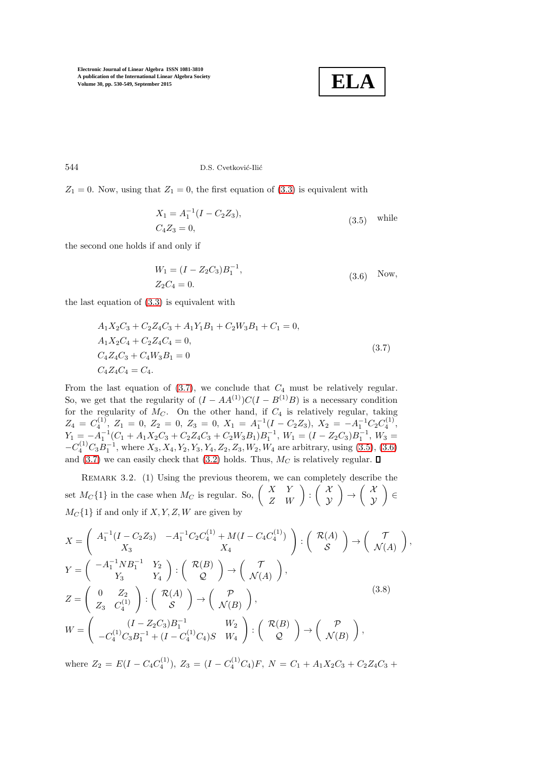$Z_1 = 0$. Now, using that $Z_1 = 0$, the first equation of (3.3) is equivalent with

$$
\begin{aligned}
&X_1 = A_1^{-1}(I - C_2 Z_3),\\
&C_4 Z_3 = 0,
\end{aligned}
\tag{3.5}
$$

while the second one holds if and only if

$$
\begin{aligned}
&W_1 = (I - Z_2 C_3) B_1^{-1},\\
&Z_2 C_4 = 0.
\end{aligned}
\tag{3.6}
$$

Now, the last equation of (3.3) is equivalent with

$$
\begin{aligned}
&A_1 X_2 C_3 + C_2 Z_4 C_3 + A_1 Y_1 B_1 + C_2 W_3 B_1 + C_1 = 0,\\
&A_1 X_2 C_4 + C_2 Z_4 C_4 = 0,\\
&C_4 Z_4 C_3 + C_4 W_3 B_1 = 0\\
&C_4 Z_4 C_4 = C_4.
\end{aligned}
\tag{3.7}
$$

From the last equation of (3.7), we conclude that $C_4$ must be relatively regular. So, we get that the regularity of $(I - AA^{(1)})C(I - B^{(1)}B)$ is a necessary condition for the regularity of $M_C$. On the other hand, if $C_4$ is relatively regular, taking $Z_4 = C_4^{(1)}$, $Z_1 = 0$, $Z_2 = 0$, $Z_3 = 0$, $X_1 = A_1^{-1}(I - C_2 Z_3)$, $X_2 = -A_1^{-1} C_2 C_4^{(1)}$, $Y_1 = -A_1^{-1}(C_1 + A_1 X_2 C_3 + C_2 Z_4 C_3 + C_2 W_3 B_1) B_1^{-1}$, $W_1 = (I - Z_2 C_3) B_1^{-1}$, $W_3 = -C_4^{(1)} C_3 B_1^{-1}$, where $X_3, X_4, Y_2, Y_3, Y_4, Z_2, Z_3, W_2, W_4$ are arbitrary, using (3.5), (3.6) and (3.7) we can easily check that (3.2) holds. Thus, $M_C$ is relatively regular. $\square$

Remark 3.2. (1) Using the previous theorem, we can completely describe the set $M_C\{1\}$ in the case when $M_C$ is regular. So, $\begin{pmatrix} X & Y \\ Z & W \end{pmatrix} : \begin{pmatrix} \mathcal{X} \\ \mathcal{Y} \end{pmatrix} \to \begin{pmatrix} \mathcal{X} \\ \mathcal{Y} \end{pmatrix} \in M_C\{1\}$ if and only if $X, Y, Z, W$ are given by

$$
\begin{aligned}
X &= \begin{pmatrix} A_1^{-1}(I - C_2 Z_3) & -A_1^{-1} C_2 C_4^{(1)} + M(I - C_4 C_4^{(1)}) \\ X_3 & X_4 \end{pmatrix} : \begin{pmatrix} \mathcal{R}(A) \\ \mathcal{S} \end{pmatrix} \to \begin{pmatrix} \mathcal{T} \\ \mathcal{N}(A) \end{pmatrix},\\
Y &= \begin{pmatrix} -A_1^{-1} N B_1^{-1} & Y_2 \\ Y_3 & Y_4 \end{pmatrix} : \begin{pmatrix} \mathcal{R}(B) \\ \mathcal{Q} \end{pmatrix} \to \begin{pmatrix} \mathcal{T} \\ \mathcal{N}(A) \end{pmatrix},\\
Z &= \begin{pmatrix} 0 & Z_2 \\ Z_3 & C_4^{(1)} \end{pmatrix} : \begin{pmatrix} \mathcal{R}(A) \\ \mathcal{S} \end{pmatrix} \to \begin{pmatrix} \mathcal{P} \\ \mathcal{N}(B) \end{pmatrix},\\
W &= \begin{pmatrix} (I - Z_2 C_3) B_1^{-1} & W_2 \\ -C_4^{(1)} C_3 B_1^{-1} + (I - C_4^{(1)} C_4) S & W_4 \end{pmatrix} : \begin{pmatrix} \mathcal{R}(B) \\ \mathcal{Q} \end{pmatrix} \to \begin{pmatrix} \mathcal{P} \\ \mathcal{N}(B) \end{pmatrix},
\end{aligned}
\tag{3.8}
$$

where $Z_2 = E(I - C_4 C_4^{(1)})$, $Z_3 = (I - C_4^{(1)} C_4) F$, $N = C_1 + A_1 X_2 C_3 + C_2 Z_4 C_3 +$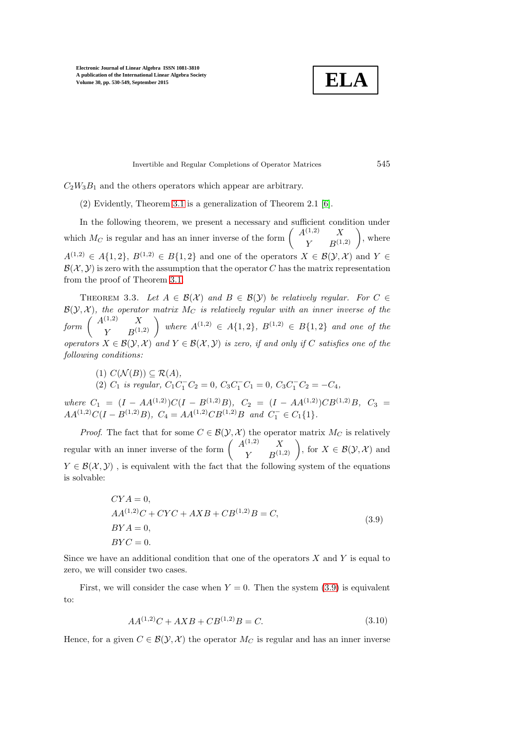$C_2W_3B_1$ and the others operators which appear are arbitrary.

(2) Evidently, Theorem 3.1 is a generalization of Theorem 2.1 [6].

In the following theorem, we present a necessary and sufficient condition under which $M_C$ is regular and has an inner inverse of the form $\begin{pmatrix} A^{(1,2)} & X \\ Y & B^{(1,2)} \end{pmatrix}$, where $A^{(1,2)} \in A\{1,2\}$, $B^{(1,2)} \in B\{1,2\}$ and one of the operators $X \in \mathcal{B}(\mathcal{Y},\mathcal{X})$ and $Y \in \mathcal{B}(\mathcal{X},\mathcal{Y})$ is zero with the assumption that the operator $C$ has the matrix representation from the proof of Theorem 3.1.

Theorem 3.3. *Let $A \in \mathcal{B}(\mathcal{X})$ and $B \in \mathcal{B}(\mathcal{Y})$ be relatively regular. For $C \in \mathcal{B}(\mathcal{Y},\mathcal{X})$, the operator matrix $M_C$ is relatively regular with an inner inverse of the form $\begin{pmatrix} A^{(1,2)} & X \\ Y & B^{(1,2)} \end{pmatrix}$ where $A^{(1,2)} \in A\{1,2\}$, $B^{(1,2)} \in B\{1,2\}$ and one of the operators $X \in \mathcal{B}(\mathcal{Y},\mathcal{X})$ and $Y \in \mathcal{B}(\mathcal{X},\mathcal{Y})$ is zero, if and only if $C$ satisfies one of the following conditions:*

(1) $C(\mathcal{N}(B)) \subseteq \mathcal{R}(A)$,
(2) $C_1$ *is regular*, $C_1C_1^-C_2 = 0$, $C_3C_1^-C_1 = 0$, $C_3C_1^-C_2 = -C_4$,

*where* $C_1 = (I - AA^{(1,2)})C(I - B^{(1,2)}B)$, $C_2 = (I - AA^{(1,2)})CB^{(1,2)}B$, $C_3 = AA^{(1,2)}C(I - B^{(1,2)}B)$, $C_4 = AA^{(1,2)}CB^{(1,2)}B$ *and* $C_1^- \in C_1\{1\}$.

*Proof.* The fact that for some $C \in \mathcal{B}(\mathcal{Y},\mathcal{X})$ the operator matrix $M_C$ is relatively regular with an inner inverse of the form $\begin{pmatrix} A^{(1,2)} & X \\ Y & B^{(1,2)} \end{pmatrix}$, for $X \in \mathcal{B}(\mathcal{Y},\mathcal{X})$ and $Y \in \mathcal{B}(\mathcal{X},\mathcal{Y})$ , is equivalent with the fact that the following system of the equations is solvable:

$$
\begin{aligned}
&CYA = 0, \\
&AA^{(1,2)}C + CYC + AXB + CB^{(1,2)}B = C, \\
&BYA = 0, \\
&BYC = 0.
\end{aligned}
\tag{3.9}
$$

Since we have an additional condition that one of the operators $X$ and $Y$ is equal to zero, we will consider two cases.

First, we will consider the case when $Y = 0$. Then the system (3.9) is equivalent to:

$$
AA^{(1,2)}C + AXB + CB^{(1,2)}B = C. \tag{3.10}
$$

Hence, for a given $C \in \mathcal{B}(\mathcal{Y},\mathcal{X})$ the operator $M_C$ is regular and has an inner inverse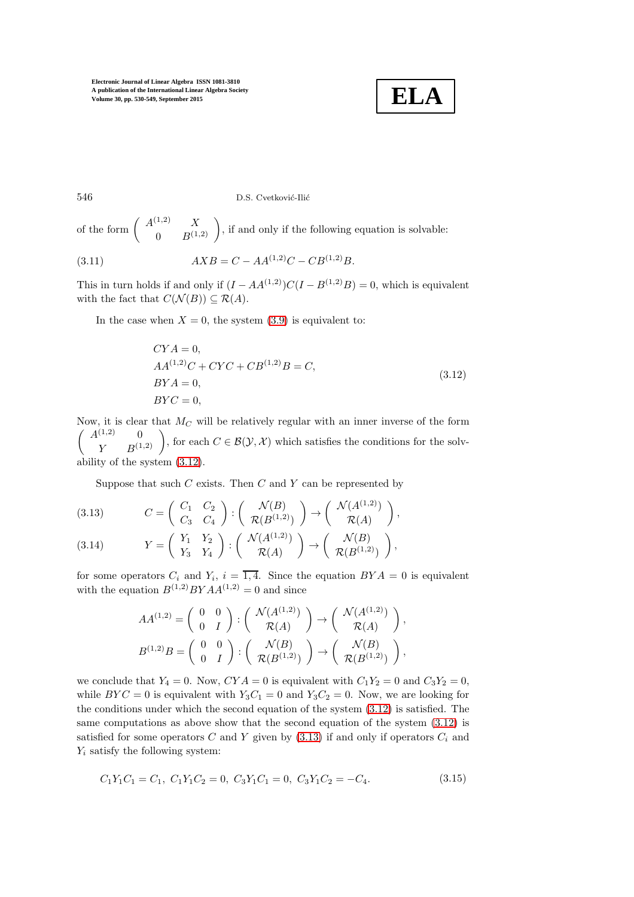of the form $\begin{pmatrix} A^{(1,2)} & X \\ 0 & B^{(1,2)} \end{pmatrix}$, if and only if the following equation is solvable:

$$AXB = C - AA^{(1,2)}C - CB^{(1,2)}B. \tag{3.11}$$

This in turn holds if and only if $(I - AA^{(1,2)})C(I - B^{(1,2)}B) = 0$, which is equivalent with the fact that $C(\mathcal{N}(B)) \subseteq \mathcal{R}(A)$.

In the case when $X = 0$, the system (3.9) is equivalent to:

$$\begin{aligned} &CYA = 0, \\ &AA^{(1,2)}C + CYC + CB^{(1,2)}B = C, \\ &BYA = 0, \\ &BYC = 0, \end{aligned} \tag{3.12}$$

Now, it is clear that $M_C$ will be relatively regular with an inner inverse of the form $\begin{pmatrix} A^{(1,2)} & 0 \\ Y & B^{(1,2)} \end{pmatrix}$, for each $C \in \mathcal{B}(\mathcal{Y}, \mathcal{X})$ which satisfies the conditions for the solvability of the system (3.12).

Suppose that such $C$ exists. Then $C$ and $Y$ can be represented by

$$C = \begin{pmatrix} C_1 & C_2 \\ C_3 & C_4 \end{pmatrix} : \begin{pmatrix} \mathcal{N}(B) \\ \mathcal{R}(B^{(1,2)}) \end{pmatrix} \to \begin{pmatrix} \mathcal{N}(A^{(1,2)}) \\ \mathcal{R}(A) \end{pmatrix}, \tag{3.13}$$

$$Y = \begin{pmatrix} Y_1 & Y_2 \\ Y_3 & Y_4 \end{pmatrix} : \begin{pmatrix} \mathcal{N}(A^{(1,2)}) \\ \mathcal{R}(A) \end{pmatrix} \to \begin{pmatrix} \mathcal{N}(B) \\ \mathcal{R}(B^{(1,2)}) \end{pmatrix}, \tag{3.14}$$

for some operators $C_i$ and $Y_i$, $i = \overline{1,4}$. Since the equation $BYA = 0$ is equivalent with the equation $B^{(1,2)}BYAA^{(1,2)} = 0$ and since

$$AA^{(1,2)} = \begin{pmatrix} 0 & 0 \\ 0 & I \end{pmatrix} : \begin{pmatrix} \mathcal{N}(A^{(1,2)}) \\ \mathcal{R}(A) \end{pmatrix} \to \begin{pmatrix} \mathcal{N}(A^{(1,2)}) \\ \mathcal{R}(A) \end{pmatrix},$$

$$B^{(1,2)}B = \begin{pmatrix} 0 & 0 \\ 0 & I \end{pmatrix} : \begin{pmatrix} \mathcal{N}(B) \\ \mathcal{R}(B^{(1,2)}) \end{pmatrix} \to \begin{pmatrix} \mathcal{N}(B) \\ \mathcal{R}(B^{(1,2)}) \end{pmatrix},$$

we conclude that $Y_4 = 0$. Now, $CYA = 0$ is equivalent with $C_1Y_2 = 0$ and $C_3Y_2 = 0$, while $BYC = 0$ is equivalent with $Y_3C_1 = 0$ and $Y_3C_2 = 0$. Now, we are looking for the conditions under which the second equation of the system (3.12) is satisfied. The same computations as above show that the second equation of the system (3.12) is satisfied for some operators $C$ and $Y$ given by (3.13) if and only if operators $C_i$ and $Y_i$ satisfy the following system:

$$C_1Y_1C_1 = C_1,\ C_1Y_1C_2 = 0,\ C_3Y_1C_1 = 0,\ C_3Y_1C_2 = -C_4. \tag{3.15}$$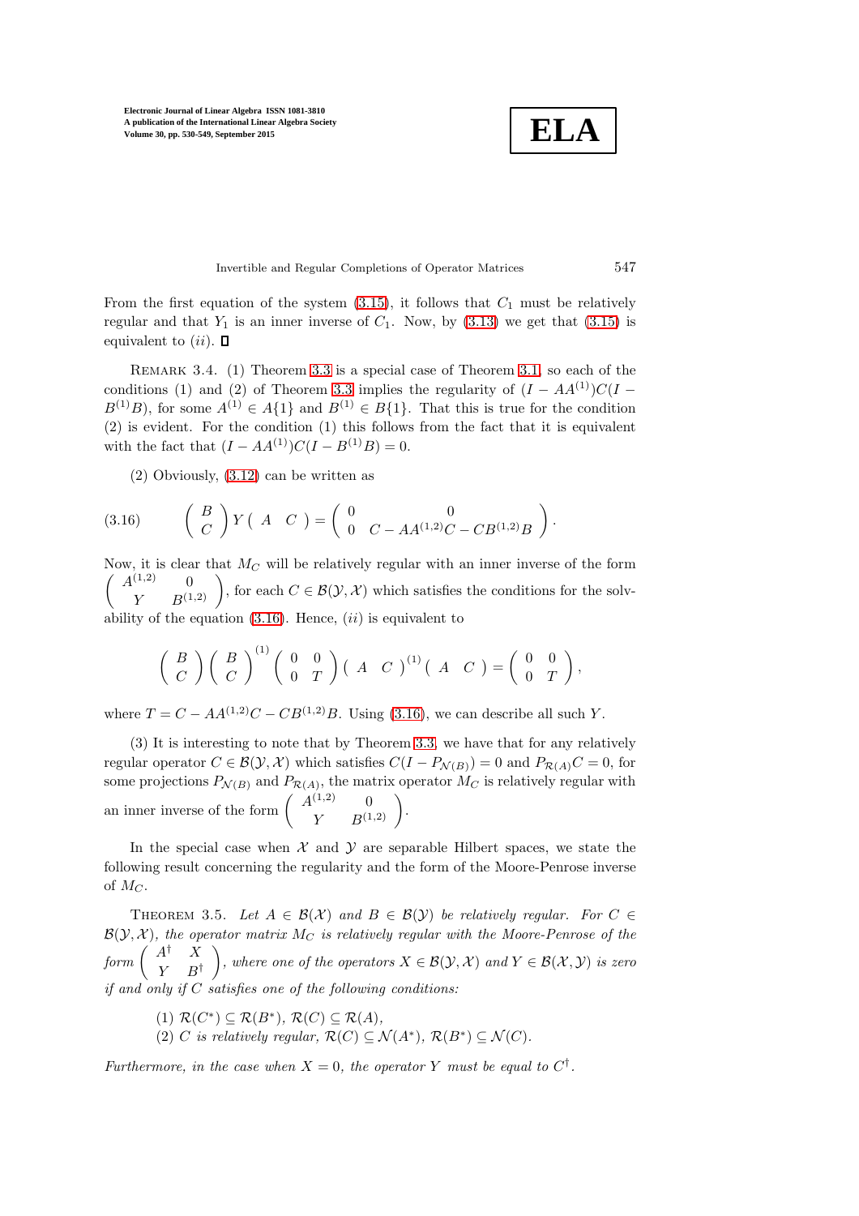From the first equation of the system (3.15), it follows that $C_1$ must be relatively regular and that $Y_1$ is an inner inverse of $C_1$. Now, by (3.13) we get that (3.15) is equivalent to $(ii)$. $\square$

REMARK 3.4. (1) Theorem 3.3 is a special case of Theorem 3.1, so each of the conditions (1) and (2) of Theorem 3.3 implies the regularity of $(I - AA^{(1)})C(I - B^{(1)}B)$, for some $A^{(1)} \in A\{1\}$ and $B^{(1)} \in B\{1\}$. That this is true for the condition (2) is evident. For the condition (1) this follows from the fact that it is equivalent with the fact that $(I - AA^{(1)})C(I - B^{(1)}B) = 0$.

(2) Obviously, (3.12) can be written as

$$
\begin{pmatrix} B \\ C \end{pmatrix} Y \begin{pmatrix} A & C \end{pmatrix} = \begin{pmatrix} 0 & 0 \\ 0 & C - AA^{(1,2)}C - CB^{(1,2)}B \end{pmatrix}. \tag{3.16}
$$

Now, it is clear that $M_C$ will be relatively regular with an inner inverse of the form $\begin{pmatrix} A^{(1,2)} & 0 \\ Y & B^{(1,2)} \end{pmatrix}$, for each $C \in \mathcal{B}(\mathcal{Y}, \mathcal{X})$ which satisfies the conditions for the solvability of the equation (3.16). Hence, $(ii)$ is equivalent to

$$
\begin{pmatrix} B \\ C \end{pmatrix} \begin{pmatrix} B \\ C \end{pmatrix}^{(1)} \begin{pmatrix} 0 & 0 \\ 0 & T \end{pmatrix} \begin{pmatrix} A & C \end{pmatrix}^{(1)} \begin{pmatrix} A & C \end{pmatrix} = \begin{pmatrix} 0 & 0 \\ 0 & T \end{pmatrix},
$$

where $T = C - AA^{(1,2)}C - CB^{(1,2)}B$. Using (3.16), we can describe all such $Y$.

(3) It is interesting to note that by Theorem 3.3, we have that for any relatively regular operator $C \in \mathcal{B}(\mathcal{Y}, \mathcal{X})$ which satisfies $C(I - P_{\mathcal{N}(B)}) = 0$ and $P_{\mathcal{R}(A)}C = 0$, for some projections $P_{\mathcal{N}(B)}$ and $P_{\mathcal{R}(A)}$, the matrix operator $M_C$ is relatively regular with an inner inverse of the form $\begin{pmatrix} A^{(1,2)} & 0 \\ Y & B^{(1,2)} \end{pmatrix}$.

In the special case when $\mathcal{X}$ and $\mathcal{Y}$ are separable Hilbert spaces, we state the following result concerning the regularity and the form of the Moore-Penrose inverse of $M_C$.

THEOREM 3.5. *Let $A \in \mathcal{B}(\mathcal{X})$ and $B \in \mathcal{B}(\mathcal{Y})$ be relatively regular. For $C \in \mathcal{B}(\mathcal{Y}, \mathcal{X})$, the operator matrix $M_C$ is relatively regular with the Moore-Penrose of the form $\begin{pmatrix} A^\dagger & X \\ Y & B^\dagger \end{pmatrix}$, where one of the operators $X \in \mathcal{B}(\mathcal{Y}, \mathcal{X})$ and $Y \in \mathcal{B}(\mathcal{X}, \mathcal{Y})$ is zero if and only if $C$ satisfies one of the following conditions:*

(1) *$\mathcal{R}(C^*) \subseteq \mathcal{R}(B^*)$, $\mathcal{R}(C) \subseteq \mathcal{R}(A)$,*
(2) *$C$ is relatively regular, $\mathcal{R}(C) \subseteq \mathcal{N}(A^*)$, $\mathcal{R}(B^*) \subseteq \mathcal{N}(C)$.*

*Furthermore, in the case when $X = 0$, the operator $Y$ must be equal to $C^\dagger$.*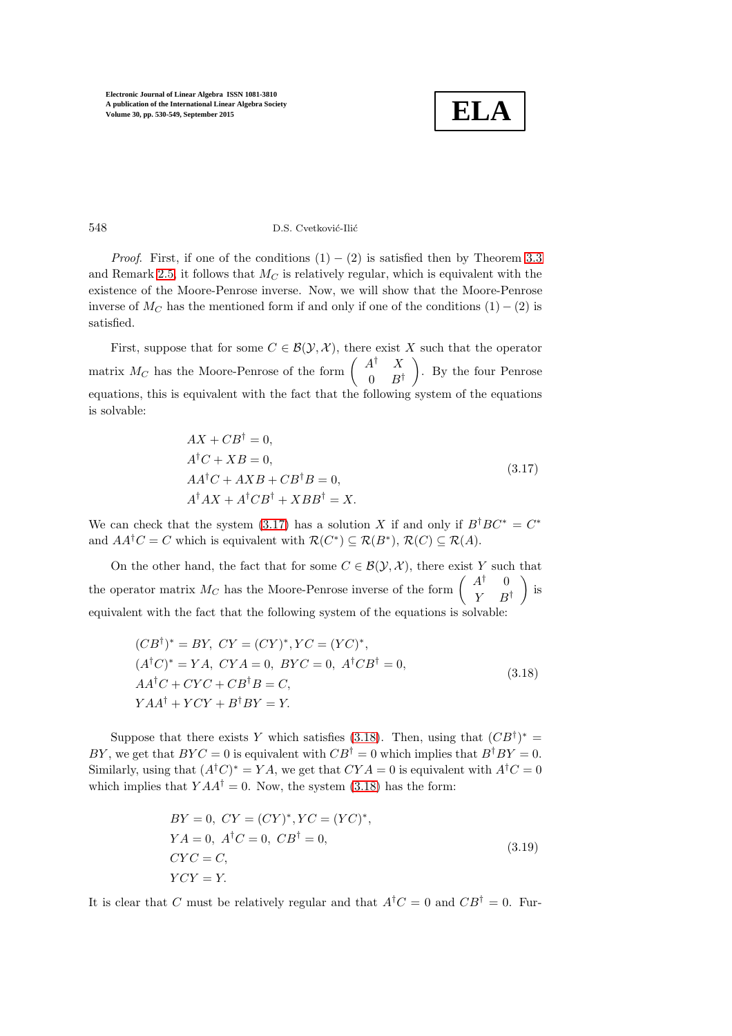*Proof.* First, if one of the conditions $(1)-(2)$ is satisfied then by Theorem 3.3 and Remark 2.5, it follows that $M_C$ is relatively regular, which is equivalent with the existence of the Moore-Penrose inverse. Now, we will show that the Moore-Penrose inverse of $M_C$ has the mentioned form if and only if one of the conditions $(1)-(2)$ is satisfied.

First, suppose that for some $C \in \mathcal{B}(\mathcal{Y}, \mathcal{X})$, there exist $X$ such that the operator matrix $M_C$ has the Moore-Penrose of the form $\begin{pmatrix} A^\dagger & X \\ 0 & B^\dagger \end{pmatrix}$. By the four Penrose equations, this is equivalent with the fact that the following system of the equations is solvable:

$$
\begin{aligned}
&AX + CB^\dagger = 0,\\
&A^\dagger C + XB = 0,\\
&AA^\dagger C + AXB + CB^\dagger B = 0,\\
&A^\dagger AX + A^\dagger CB^\dagger + XBB^\dagger = X.
\end{aligned}
\tag{3.17}
$$

We can check that the system (3.17) has a solution $X$ if and only if $B^\dagger BC^* = C^*$ and $AA^\dagger C = C$ which is equivalent with $\mathcal{R}(C^*) \subseteq \mathcal{R}(B^*)$, $\mathcal{R}(C) \subseteq \mathcal{R}(A)$.

On the other hand, the fact that for some $C \in \mathcal{B}(\mathcal{Y}, \mathcal{X})$, there exist $Y$ such that the operator matrix $M_C$ has the Moore-Penrose inverse of the form $\begin{pmatrix} A^\dagger & 0 \\ Y & B^\dagger \end{pmatrix}$ is equivalent with the fact that the following system of the equations is solvable:

$$
\begin{aligned}
&(CB^\dagger)^* = BY,\ CY = (CY)^*, YC = (YC)^*,\\
&(A^\dagger C)^* = YA,\ CYA = 0,\ BYC = 0,\ A^\dagger CB^\dagger = 0,\\
&AA^\dagger C + CYC + CB^\dagger B = C,\\
&YAA^\dagger + YCY + B^\dagger BY = Y.
\end{aligned}
\tag{3.18}
$$

Suppose that there exists $Y$ which satisfies (3.18). Then, using that $(CB^\dagger)^* = BY$, we get that $BYC = 0$ is equivalent with $CB^\dagger = 0$ which implies that $B^\dagger BY = 0$. Similarly, using that $(A^\dagger C)^* = YA$, we get that $CYA = 0$ is equivalent with $A^\dagger C = 0$ which implies that $YAA^\dagger = 0$. Now, the system (3.18) has the form:

$$
\begin{aligned}
&BY = 0,\ CY = (CY)^*, YC = (YC)^*,\\
&YA = 0,\ A^\dagger C = 0,\ CB^\dagger = 0,\\
&CYC = C,\\
&YCY = Y.
\end{aligned}
\tag{3.19}
$$

It is clear that $C$ must be relatively regular and that $A^\dagger C = 0$ and $CB^\dagger = 0$. Fur-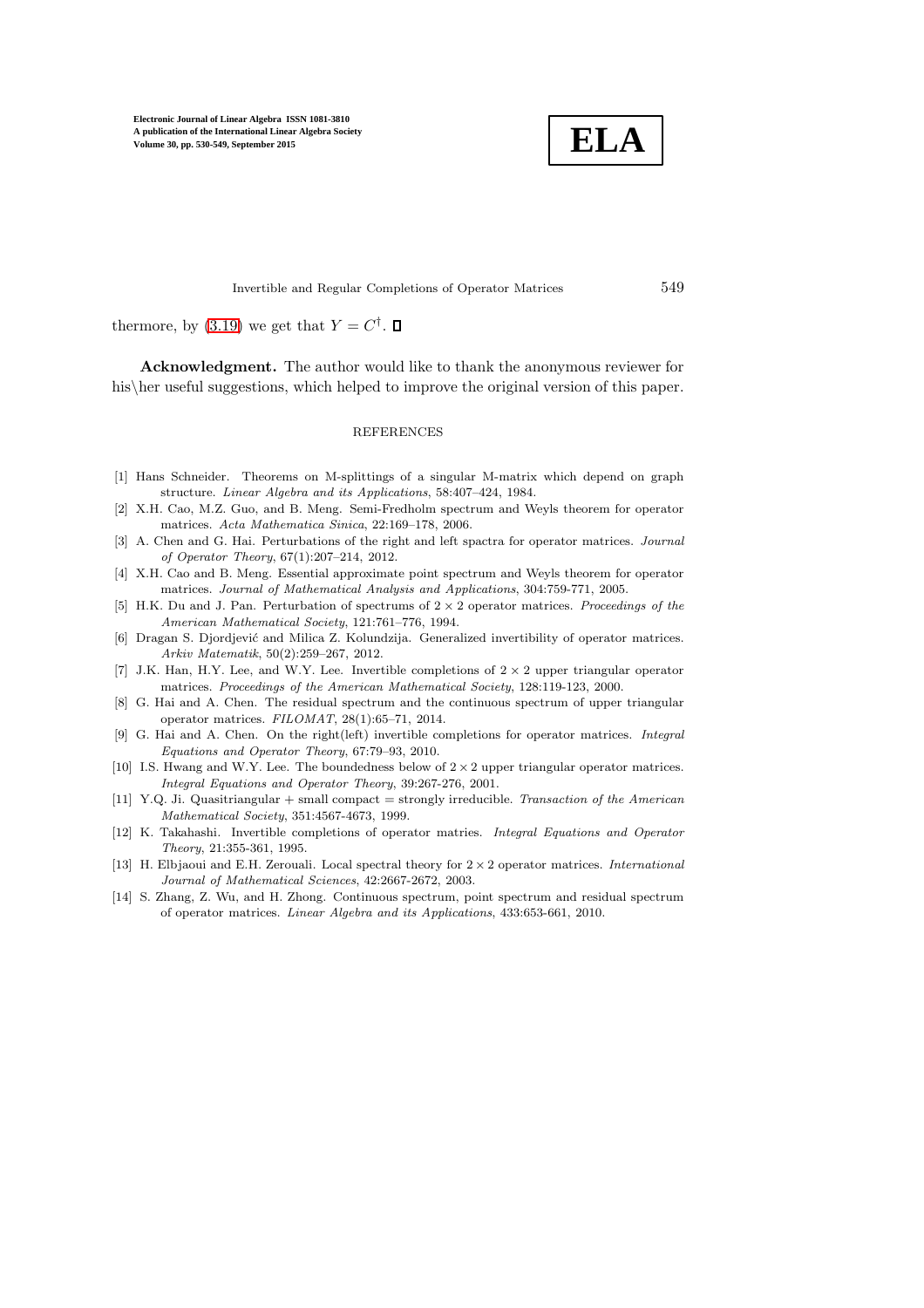thermore, by (3.19) we get that $Y = C^{\dagger}$. ◻

**Acknowledgment.** The author would like to thank the anonymous reviewer for his\her useful suggestions, which helped to improve the original version of this paper.

## REFERENCES

[1] Hans Schneider. Theorems on M-splittings of a singular M-matrix which depend on graph structure. *Linear Algebra and its Applications*, 58:407–424, 1984.

[2] X.H. Cao, M.Z. Guo, and B. Meng. Semi-Fredholm spectrum and Weyls theorem for operator matrices. *Acta Mathematica Sinica*, 22:169–178, 2006.

[3] A. Chen and G. Hai. Perturbations of the right and left spactra for operator matrices. *Journal of Operator Theory*, 67(1):207–214, 2012.

[4] X.H. Cao and B. Meng. Essential approximate point spectrum and Weyls theorem for operator matrices. *Journal of Mathematical Analysis and Applications*, 304:759-771, 2005.

[5] H.K. Du and J. Pan. Perturbation of spectrums of $2 \times 2$ operator matrices. *Proceedings of the American Mathematical Society*, 121:761–776, 1994.

[6] Dragan S. Djordjević and Milica Z. Kolundzija. Generalized invertibility of operator matrices. *Arkiv Matematik*, 50(2):259–267, 2012.

[7] J.K. Han, H.Y. Lee, and W.Y. Lee. Invertible completions of $2 \times 2$ upper triangular operator matrices. *Proceedings of the American Mathematical Society*, 128:119-123, 2000.

[8] G. Hai and A. Chen. The residual spectrum and the continuous spectrum of upper triangular operator matrices. *FILOMAT*, 28(1):65–71, 2014.

[9] G. Hai and A. Chen. On the right(left) invertible completions for operator matrices. *Integral Equations and Operator Theory*, 67:79–93, 2010.

[10] I.S. Hwang and W.Y. Lee. The boundedness below of $2 \times 2$ upper triangular operator matrices. *Integral Equations and Operator Theory*, 39:267-276, 2001.

[11] Y.Q. Ji. Quasitriangular + small compact = strongly irreducible. *Transaction of the American Mathematical Society*, 351:4567-4673, 1999.

[12] K. Takahashi. Invertible completions of operator matries. *Integral Equations and Operator Theory*, 21:355-361, 1995.

[13] H. Elbjaoui and E.H. Zerouali. Local spectral theory for $2 \times 2$ operator matrices. *International Journal of Mathematical Sciences*, 42:2667-2672, 2003.

[14] S. Zhang, Z. Wu, and H. Zhong. Continuous spectrum, point spectrum and residual spectrum of operator matrices. *Linear Algebra and its Applications*, 433:653-661, 2010.